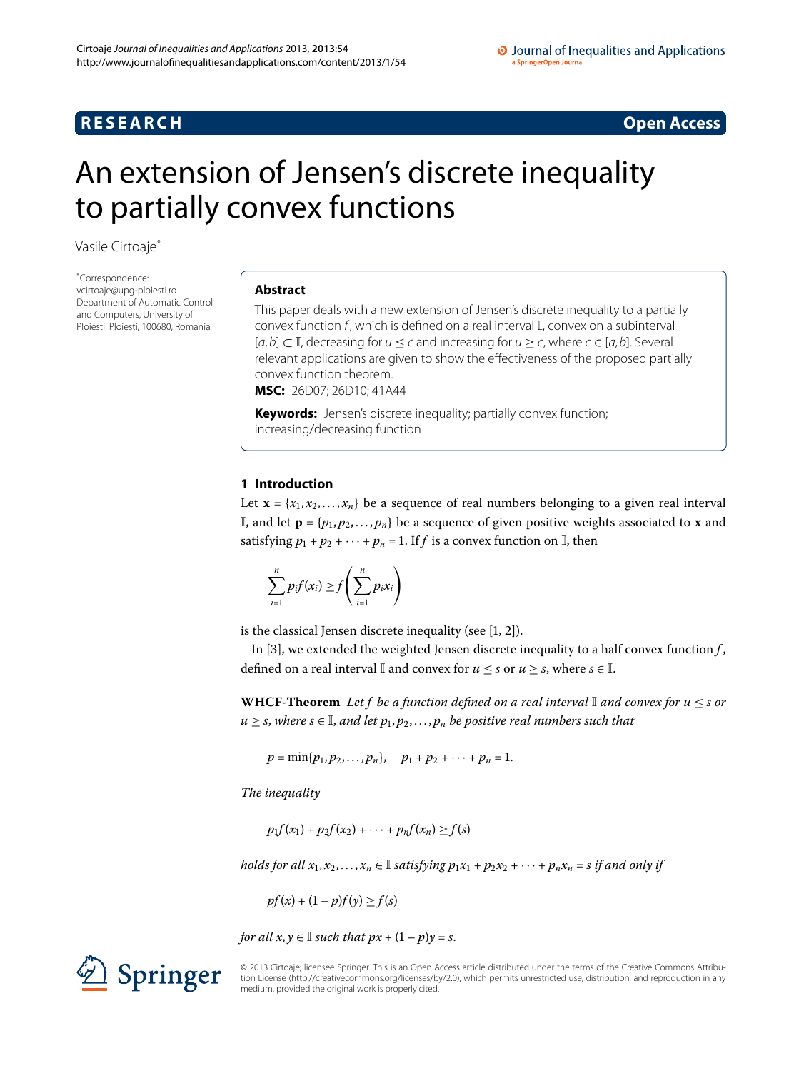**RESEARCH** **Open Access**

# An extension of Jensen's discrete inequality to partially convex functions

Vasile Cirtoaje*

*Correspondence: vcirtoaje@upg-ploiesti.ro
Department of Automatic Control and Computers, University of Ploiesti, Ploiesti, 100680, Romania

## Abstract

This paper deals with a new extension of Jensen's discrete inequality to a partially convex function $f$, which is defined on a real interval $\mathbb{I}$, convex on a subinterval $[a,b] \subset \mathbb{I}$, decreasing for $u \le c$ and increasing for $u \ge c$, where $c \in [a,b]$. Several relevant applications are given to show the effectiveness of the proposed partially convex function theorem.

**MSC:** 26D07; 26D10; 41A44

**Keywords:** Jensen's discrete inequality; partially convex function; increasing/decreasing function

## 1 Introduction

Let $\mathbf{x} = \{x_1, x_2, \ldots, x_n\}$ be a sequence of real numbers belonging to a given real interval $\mathbb{I}$, and let $\mathbf{p} = \{p_1, p_2, \ldots, p_n\}$ be a sequence of given positive weights associated to $\mathbf{x}$ and satisfying $p_1 + p_2 + \cdots + p_n = 1$. If $f$ is a convex function on $\mathbb{I}$, then

$$\sum_{i=1}^{n} p_i f(x_i) \ge f\left(\sum_{i=1}^{n} p_i x_i\right)$$

is the classical Jensen discrete inequality (see [1, 2]).

In [3], we extended the weighted Jensen discrete inequality to a half convex function $f$, defined on a real interval $\mathbb{I}$ and convex for $u \le s$ or $u \ge s$, where $s \in \mathbb{I}$.

**WHCF-Theorem** *Let $f$ be a function defined on a real interval $\mathbb{I}$ and convex for $u \le s$ or $u \ge s$, where $s \in \mathbb{I}$, and let $p_1, p_2, \ldots, p_n$ be positive real numbers such that*

$$p = \min\{p_1, p_2, \ldots, p_n\}, \quad p_1 + p_2 + \cdots + p_n = 1.$$

*The inequality*

$$p_1 f(x_1) + p_2 f(x_2) + \cdots + p_n f(x_n) \ge f(s)$$

*holds for all $x_1, x_2, \ldots, x_n \in \mathbb{I}$ satisfying $p_1 x_1 + p_2 x_2 + \cdots + p_n x_n = s$ if and only if*

$$pf(x) + (1-p)f(y) \ge f(s)$$

*for all $x, y \in \mathbb{I}$ such that $px + (1-p)y = s$.*

© 2013 Cirtoaje; licensee Springer. This is an Open Access article distributed under the terms of the Creative Commons Attribution License (http://creativecommons.org/licenses/by/2.0), which permits unrestricted use, distribution, and reproduction in any medium, provided the original work is properly cited.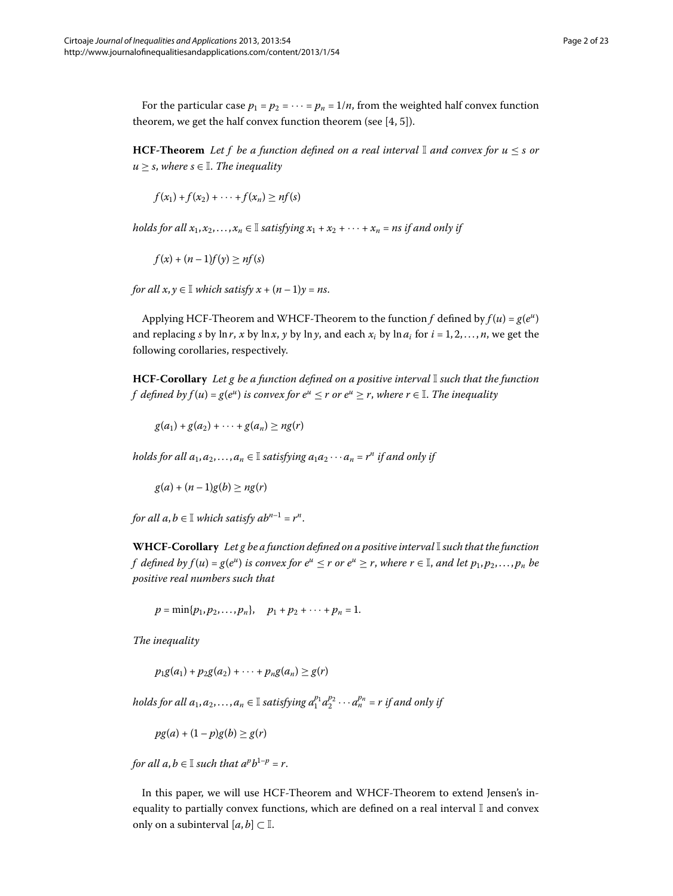For the particular case $p_1 = p_2 = \cdots = p_n = 1/n$, from the weighted half convex function theorem, we get the half convex function theorem (see [4, 5]).

**HCF-Theorem** *Let $f$ be a function defined on a real interval $\mathbb{I}$ and convex for $u \le s$ or $u \ge s$, where $s \in \mathbb{I}$. The inequality*

$$f(x_1) + f(x_2) + \cdots + f(x_n) \ge nf(s)$$

*holds for all $x_1, x_2, \ldots, x_n \in \mathbb{I}$ satisfying $x_1 + x_2 + \cdots + x_n = ns$ if and only if*

$$f(x) + (n-1)f(y) \ge nf(s)$$

*for all $x, y \in \mathbb{I}$ which satisfy $x + (n-1)y = ns$.*

Applying HCF-Theorem and WHCF-Theorem to the function $f$ defined by $f(u) = g(e^u)$ and replacing $s$ by $\ln r$, $x$ by $\ln x$, $y$ by $\ln y$, and each $x_i$ by $\ln a_i$ for $i = 1, 2, \ldots, n$, we get the following corollaries, respectively.

**HCF-Corollary** *Let $g$ be a function defined on a positive interval $\mathbb{I}$ such that the function $f$ defined by $f(u) = g(e^u)$ is convex for $e^u \le r$ or $e^u \ge r$, where $r \in \mathbb{I}$. The inequality*

$$g(a_1) + g(a_2) + \cdots + g(a_n) \ge ng(r)$$

*holds for all $a_1, a_2, \ldots, a_n \in \mathbb{I}$ satisfying $a_1 a_2 \cdots a_n = r^n$ if and only if*

$$g(a) + (n-1)g(b) \ge ng(r)$$

*for all $a, b \in \mathbb{I}$ which satisfy $ab^{n-1} = r^n$.*

**WHCF-Corollary** *Let $g$ be a function defined on a positive interval $\mathbb{I}$ such that the function $f$ defined by $f(u) = g(e^u)$ is convex for $e^u \le r$ or $e^u \ge r$, where $r \in \mathbb{I}$, and let $p_1, p_2, \ldots, p_n$ be positive real numbers such that*

$$p = \min\{p_1, p_2, \ldots, p_n\}, \quad p_1 + p_2 + \cdots + p_n = 1.$$

*The inequality*

$$p_1 g(a_1) + p_2 g(a_2) + \cdots + p_n g(a_n) \ge g(r)$$

*holds for all $a_1, a_2, \ldots, a_n \in \mathbb{I}$ satisfying $a_1^{p_1} a_2^{p_2} \cdots a_n^{p_n} = r$ if and only if*

$$pg(a) + (1-p)g(b) \ge g(r)$$

*for all $a, b \in \mathbb{I}$ such that $a^p b^{1-p} = r$.*

In this paper, we will use HCF-Theorem and WHCF-Theorem to extend Jensen's inequality to partially convex functions, which are defined on a real interval $\mathbb{I}$ and convex only on a subinterval $[a, b] \subset \mathbb{I}$.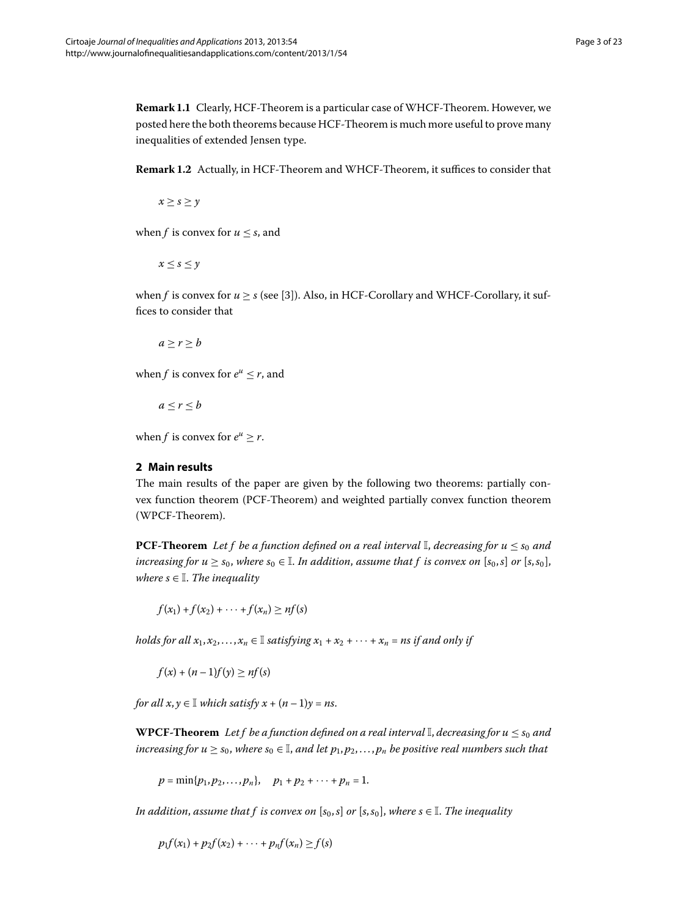**Remark 1.1** Clearly, HCF-Theorem is a particular case of WHCF-Theorem. However, we posted here the both theorems because HCF-Theorem is much more useful to prove many inequalities of extended Jensen type.

**Remark 1.2** Actually, in HCF-Theorem and WHCF-Theorem, it suffices to consider that

$$x \geq s \geq y$$

when $f$ is convex for $u \leq s$, and

$$x \leq s \leq y$$

when $f$ is convex for $u \geq s$ (see [3]). Also, in HCF-Corollary and WHCF-Corollary, it suffices to consider that

$$a \geq r \geq b$$

when $f$ is convex for $e^u \leq r$, and

$$a \leq r \leq b$$

when $f$ is convex for $e^u \geq r$.

## 2 Main results

The main results of the paper are given by the following two theorems: partially convex function theorem (PCF-Theorem) and weighted partially convex function theorem (WPCF-Theorem).

**PCF-Theorem** *Let $f$ be a function defined on a real interval $\mathbb{I}$, decreasing for $u \leq s_0$ and increasing for $u \geq s_0$, where $s_0 \in \mathbb{I}$. In addition, assume that $f$ is convex on $[s_0, s]$ or $[s, s_0]$, where $s \in \mathbb{I}$. The inequality*

$$f(x_1) + f(x_2) + \cdots + f(x_n) \geq nf(s)$$

*holds for all $x_1, x_2, \ldots, x_n \in \mathbb{I}$ satisfying $x_1 + x_2 + \cdots + x_n = ns$ if and only if*

$$f(x) + (n-1)f(y) \geq nf(s)$$

*for all $x, y \in \mathbb{I}$ which satisfy $x + (n-1)y = ns$.*

**WPCF-Theorem** *Let $f$ be a function defined on a real interval $\mathbb{I}$, decreasing for $u \leq s_0$ and increasing for $u \geq s_0$, where $s_0 \in \mathbb{I}$, and let $p_1, p_2, \ldots, p_n$ be positive real numbers such that*

$$p = \min\{p_1, p_2, \ldots, p_n\}, \quad p_1 + p_2 + \cdots + p_n = 1.$$

*In addition, assume that $f$ is convex on $[s_0, s]$ or $[s, s_0]$, where $s \in \mathbb{I}$. The inequality*

$$p_1 f(x_1) + p_2 f(x_2) + \cdots + p_n f(x_n) \geq f(s)$$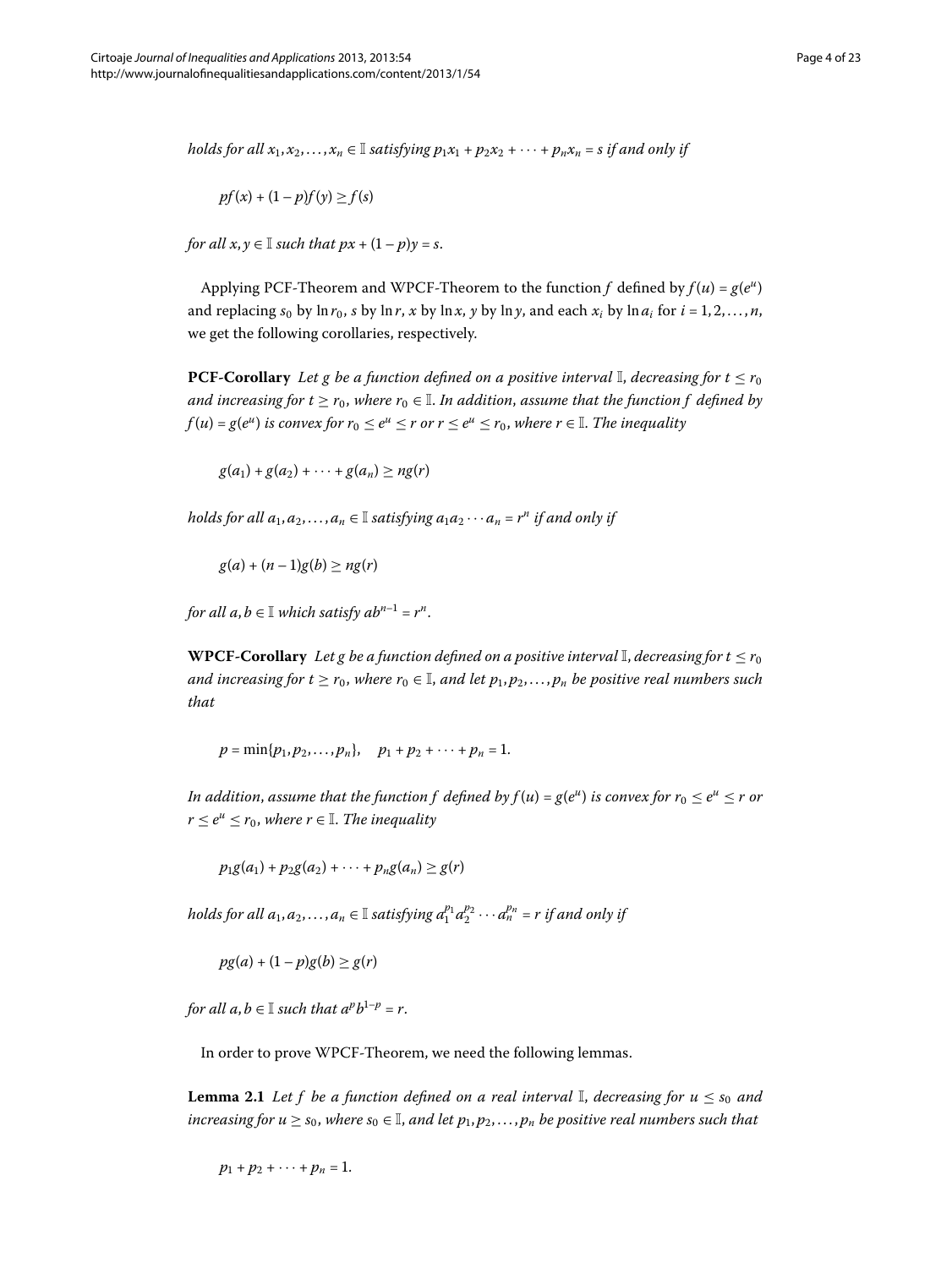*holds for all $x_1, x_2, \ldots, x_n \in \mathbb{I}$ satisfying $p_1x_1 + p_2x_2 + \cdots + p_nx_n = s$ if and only if*

$$pf(x) + (1-p)f(y) \geq f(s)$$

*for all $x, y \in \mathbb{I}$ such that $px + (1-p)y = s$.*

Applying PCF-Theorem and WPCF-Theorem to the function $f$ defined by $f(u) = g(e^u)$ and replacing $s_0$ by $\ln r_0$, $s$ by $\ln r$, $x$ by $\ln x$, $y$ by $\ln y$, and each $x_i$ by $\ln a_i$ for $i = 1, 2, \ldots, n$, we get the following corollaries, respectively.

**PCF-Corollary** *Let $g$ be a function defined on a positive interval $\mathbb{I}$, decreasing for $t \leq r_0$ and increasing for $t \geq r_0$, where $r_0 \in \mathbb{I}$. In addition, assume that the function $f$ defined by $f(u) = g(e^u)$ is convex for $r_0 \leq e^u \leq r$ or $r \leq e^u \leq r_0$, where $r \in \mathbb{I}$. The inequality*

$$g(a_1) + g(a_2) + \cdots + g(a_n) \geq ng(r)$$

*holds for all $a_1, a_2, \ldots, a_n \in \mathbb{I}$ satisfying $a_1a_2 \cdots a_n = r^n$ if and only if*

$$g(a) + (n-1)g(b) \geq ng(r)$$

*for all $a, b \in \mathbb{I}$ which satisfy $ab^{n-1} = r^n$.*

**WPCF-Corollary** *Let $g$ be a function defined on a positive interval $\mathbb{I}$, decreasing for $t \leq r_0$ and increasing for $t \geq r_0$, where $r_0 \in \mathbb{I}$, and let $p_1, p_2, \ldots, p_n$ be positive real numbers such that*

$$p = \min\{p_1, p_2, \ldots, p_n\}, \quad p_1 + p_2 + \cdots + p_n = 1.$$

*In addition, assume that the function $f$ defined by $f(u) = g(e^u)$ is convex for $r_0 \leq e^u \leq r$ or $r \leq e^u \leq r_0$, where $r \in \mathbb{I}$. The inequality*

$$p_1g(a_1) + p_2g(a_2) + \cdots + p_ng(a_n) \geq g(r)$$

*holds for all $a_1, a_2, \ldots, a_n \in \mathbb{I}$ satisfying $a_1^{p_1}a_2^{p_2} \cdots a_n^{p_n} = r$ if and only if*

$$pg(a) + (1-p)g(b) \geq g(r)$$

*for all $a, b \in \mathbb{I}$ such that $a^pb^{1-p} = r$.*

In order to prove WPCF-Theorem, we need the following lemmas.

**Lemma 2.1** *Let $f$ be a function defined on a real interval $\mathbb{I}$, decreasing for $u \leq s_0$ and increasing for $u \geq s_0$, where $s_0 \in \mathbb{I}$, and let $p_1, p_2, \ldots, p_n$ be positive real numbers such that*

$$p_1 + p_2 + \cdots + p_n = 1.$$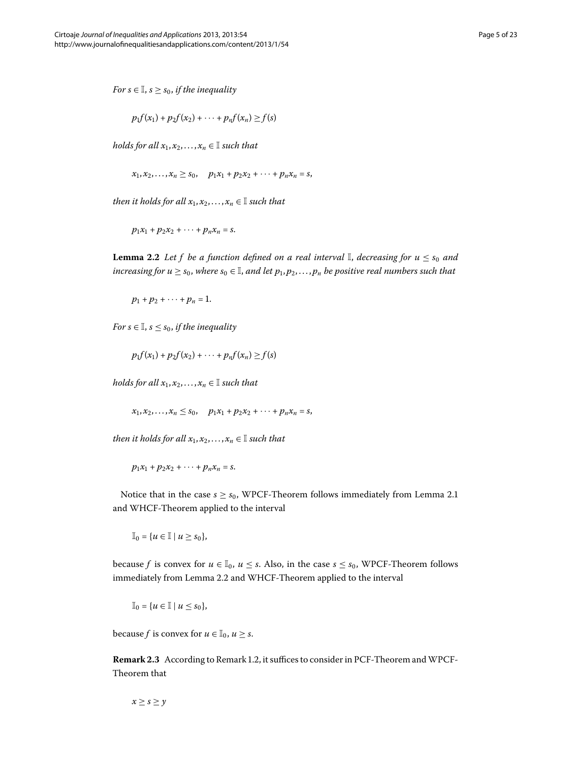*For $s \in \mathbb{I}$, $s \geq s_0$, if the inequality*

$$p_1 f(x_1) + p_2 f(x_2) + \cdots + p_n f(x_n) \geq f(s)$$

*holds for all $x_1, x_2, \ldots, x_n \in \mathbb{I}$ such that*

$$x_1, x_2, \ldots, x_n \geq s_0, \quad p_1 x_1 + p_2 x_2 + \cdots + p_n x_n = s,$$

*then it holds for all $x_1, x_2, \ldots, x_n \in \mathbb{I}$ such that*

$$p_1 x_1 + p_2 x_2 + \cdots + p_n x_n = s.$$

**Lemma 2.2** *Let $f$ be a function defined on a real interval $\mathbb{I}$, decreasing for $u \leq s_0$ and increasing for $u \geq s_0$, where $s_0 \in \mathbb{I}$, and let $p_1, p_2, \ldots, p_n$ be positive real numbers such that*

$$p_1 + p_2 + \cdots + p_n = 1.$$

*For $s \in \mathbb{I}$, $s \leq s_0$, if the inequality*

$$p_1 f(x_1) + p_2 f(x_2) + \cdots + p_n f(x_n) \geq f(s)$$

*holds for all $x_1, x_2, \ldots, x_n \in \mathbb{I}$ such that*

$$x_1, x_2, \ldots, x_n \leq s_0, \quad p_1 x_1 + p_2 x_2 + \cdots + p_n x_n = s,$$

*then it holds for all $x_1, x_2, \ldots, x_n \in \mathbb{I}$ such that*

$$p_1 x_1 + p_2 x_2 + \cdots + p_n x_n = s.$$

Notice that in the case $s \geq s_0$, WPCF-Theorem follows immediately from Lemma 2.1 and WHCF-Theorem applied to the interval

$$\mathbb{I}_0 = \{u \in \mathbb{I} \mid u \geq s_0\},$$

because $f$ is convex for $u \in \mathbb{I}_0$, $u \leq s$. Also, in the case $s \leq s_0$, WPCF-Theorem follows immediately from Lemma 2.2 and WHCF-Theorem applied to the interval

$$\mathbb{I}_0 = \{u \in \mathbb{I} \mid u \leq s_0\},$$

because $f$ is convex for $u \in \mathbb{I}_0$, $u \geq s$.

**Remark 2.3** According to Remark 1.2, it suffices to consider in PCF-Theorem and WPCF-Theorem that

$$x \geq s \geq y$$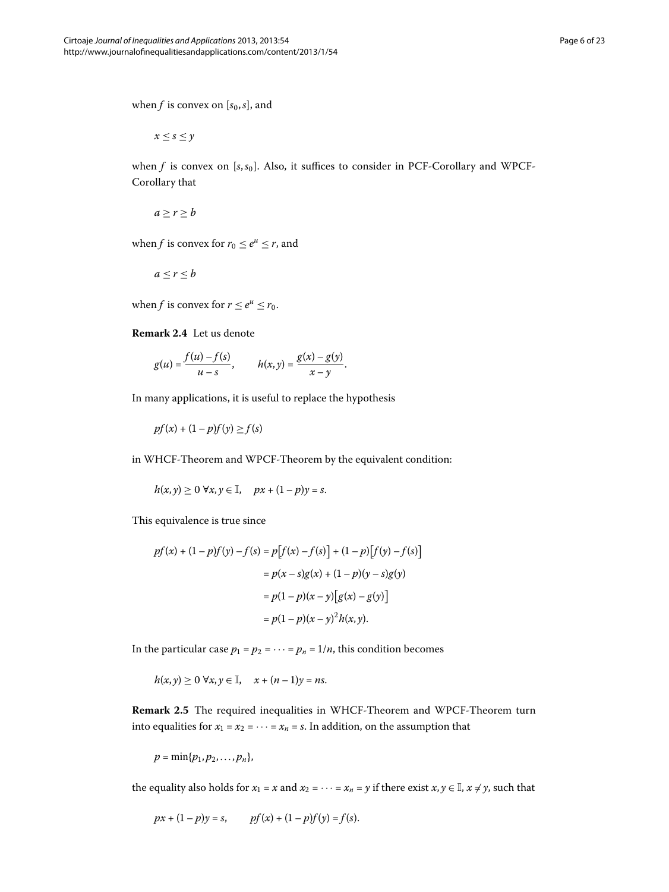when $f$ is convex on $[s_0, s]$, and

$$x \le s \le y$$

when $f$ is convex on $[s, s_0]$. Also, it suffices to consider in PCF-Corollary and WPCF-Corollary that

$$a \ge r \ge b$$

when $f$ is convex for $r_0 \le e^u \le r$, and

$$a \le r \le b$$

when $f$ is convex for $r \le e^u \le r_0$.

**Remark 2.4** Let us denote

$$g(u) = \frac{f(u) - f(s)}{u - s}, \qquad h(x,y) = \frac{g(x) - g(y)}{x - y}.$$

In many applications, it is useful to replace the hypothesis

$$pf(x) + (1-p)f(y) \ge f(s)$$

in WHCF-Theorem and WPCF-Theorem by the equivalent condition:

$$h(x,y) \ge 0 \ \forall x, y \in \mathbb{I}, \quad px + (1-p)y = s.$$

This equivalence is true since

$$\begin{aligned}
pf(x) + (1-p)f(y) - f(s) &= p\big[f(x) - f(s)\big] + (1-p)\big[f(y) - f(s)\big] \\
&= p(x-s)g(x) + (1-p)(y-s)g(y) \\
&= p(1-p)(x-y)\big[g(x) - g(y)\big] \\
&= p(1-p)(x-y)^2 h(x,y).
\end{aligned}$$

In the particular case $p_1 = p_2 = \cdots = p_n = 1/n$, this condition becomes

$$h(x,y) \ge 0 \ \forall x, y \in \mathbb{I}, \quad x + (n-1)y = ns.$$

**Remark 2.5** The required inequalities in WHCF-Theorem and WPCF-Theorem turn into equalities for $x_1 = x_2 = \cdots = x_n = s$. In addition, on the assumption that

$$p = \min\{p_1, p_2, \dots, p_n\},$$

the equality also holds for $x_1 = x$ and $x_2 = \cdots = x_n = y$ if there exist $x, y \in \mathbb{I}$, $x \ne y$, such that

$$px + (1-p)y = s, \qquad pf(x) + (1-p)f(y) = f(s).$$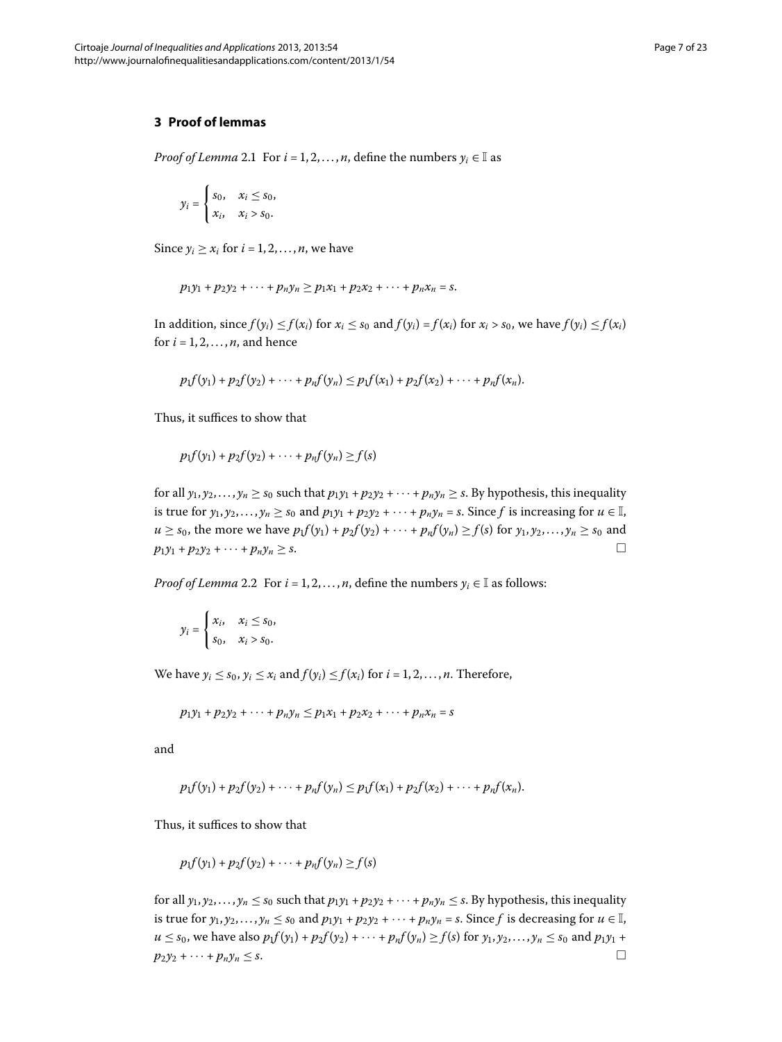## 3 Proof of lemmas

*Proof of Lemma* 2.1 For $i = 1, 2, \ldots, n$, define the numbers $y_i \in \mathbb{I}$ as

$$y_i = \begin{cases} s_0, & x_i \le s_0, \\ x_i, & x_i > s_0. \end{cases}$$

Since $y_i \ge x_i$ for $i = 1, 2, \ldots, n$, we have

$$p_1y_1 + p_2y_2 + \cdots + p_ny_n \ge p_1x_1 + p_2x_2 + \cdots + p_nx_n = s.$$

In addition, since $f(y_i) \le f(x_i)$ for $x_i \le s_0$ and $f(y_i) = f(x_i)$ for $x_i > s_0$, we have $f(y_i) \le f(x_i)$ for $i = 1, 2, \ldots, n$, and hence

$$p_1f(y_1) + p_2f(y_2) + \cdots + p_nf(y_n) \le p_1f(x_1) + p_2f(x_2) + \cdots + p_nf(x_n).$$

Thus, it suffices to show that

$$p_1f(y_1) + p_2f(y_2) + \cdots + p_nf(y_n) \ge f(s)$$

for all $y_1, y_2, \ldots, y_n \ge s_0$ such that $p_1y_1 + p_2y_2 + \cdots + p_ny_n \ge s$. By hypothesis, this inequality is true for $y_1, y_2, \ldots, y_n \ge s_0$ and $p_1y_1 + p_2y_2 + \cdots + p_ny_n = s$. Since $f$ is increasing for $u \in \mathbb{I}$, $u \ge s_0$, the more we have $p_1f(y_1) + p_2f(y_2) + \cdots + p_nf(y_n) \ge f(s)$ for $y_1, y_2, \ldots, y_n \ge s_0$ and $p_1y_1 + p_2y_2 + \cdots + p_ny_n \ge s$. □

*Proof of Lemma* 2.2 For $i = 1, 2, \ldots, n$, define the numbers $y_i \in \mathbb{I}$ as follows:

$$y_i = \begin{cases} x_i, & x_i \le s_0, \\ s_0, & x_i > s_0. \end{cases}$$

We have $y_i \le s_0$, $y_i \le x_i$ and $f(y_i) \le f(x_i)$ for $i = 1, 2, \ldots, n$. Therefore,

$$p_1y_1 + p_2y_2 + \cdots + p_ny_n \le p_1x_1 + p_2x_2 + \cdots + p_nx_n = s$$

and

$$p_1f(y_1) + p_2f(y_2) + \cdots + p_nf(y_n) \le p_1f(x_1) + p_2f(x_2) + \cdots + p_nf(x_n).$$

Thus, it suffices to show that

$$p_1f(y_1) + p_2f(y_2) + \cdots + p_nf(y_n) \ge f(s)$$

for all $y_1, y_2, \ldots, y_n \le s_0$ such that $p_1y_1 + p_2y_2 + \cdots + p_ny_n \le s$. By hypothesis, this inequality is true for $y_1, y_2, \ldots, y_n \le s_0$ and $p_1y_1 + p_2y_2 + \cdots + p_ny_n = s$. Since $f$ is decreasing for $u \in \mathbb{I}$, $u \le s_0$, we have also $p_1f(y_1) + p_2f(y_2) + \cdots + p_nf(y_n) \ge f(s)$ for $y_1, y_2, \ldots, y_n \le s_0$ and $p_1y_1 + p_2y_2 + \cdots + p_ny_n \le s$. □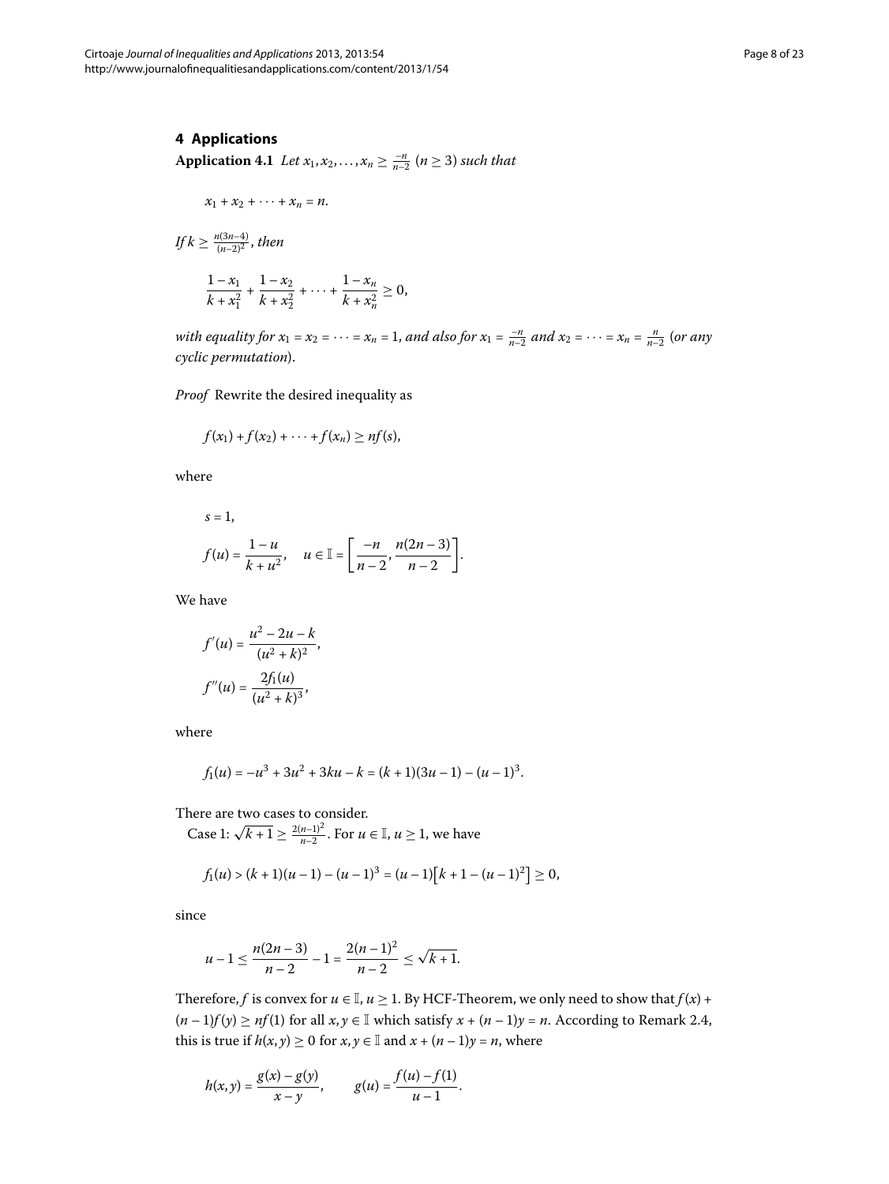## 4 Applications

**Application 4.1** *Let $x_1, x_2, \ldots, x_n \geq \frac{-n}{n-2}$ ($n \geq 3$) such that*

$$x_1 + x_2 + \cdots + x_n = n.$$

*If $k \geq \frac{n(3n-4)}{(n-2)^2}$, then*

$$\frac{1-x_1}{k+x_1^2} + \frac{1-x_2}{k+x_2^2} + \cdots + \frac{1-x_n}{k+x_n^2} \geq 0,$$

*with equality for $x_1 = x_2 = \cdots = x_n = 1$, and also for $x_1 = \frac{-n}{n-2}$ and $x_2 = \cdots = x_n = \frac{n}{n-2}$ (or any cyclic permutation).*

*Proof* Rewrite the desired inequality as

$$f(x_1) + f(x_2) + \cdots + f(x_n) \geq nf(s),$$

where

$$s = 1,$$

$$f(u) = \frac{1-u}{k+u^2}, \quad u \in \mathbb{I} = \left[\frac{-n}{n-2}, \frac{n(2n-3)}{n-2}\right].$$

We have

$$f'(u) = \frac{u^2 - 2u - k}{(u^2+k)^2},$$

$$f''(u) = \frac{2f_1(u)}{(u^2+k)^3},$$

where

$$f_1(u) = -u^3 + 3u^2 + 3ku - k = (k+1)(3u-1) - (u-1)^3.$$

There are two cases to consider.

Case 1: $\sqrt{k+1} \geq \frac{2(n-1)^2}{n-2}$. For $u \in \mathbb{I}$, $u \geq 1$, we have

$$f_1(u) > (k+1)(u-1) - (u-1)^3 = (u-1)\left[k+1-(u-1)^2\right] \geq 0,$$

since

$$u - 1 \leq \frac{n(2n-3)}{n-2} - 1 = \frac{2(n-1)^2}{n-2} \leq \sqrt{k+1}.$$

Therefore, $f$ is convex for $u \in \mathbb{I}$, $u \geq 1$. By HCF-Theorem, we only need to show that $f(x) + (n-1)f(y) \geq nf(1)$ for all $x, y \in \mathbb{I}$ which satisfy $x + (n-1)y = n$. According to Remark 2.4, this is true if $h(x,y) \geq 0$ for $x, y \in \mathbb{I}$ and $x + (n-1)y = n$, where

$$h(x,y) = \frac{g(x) - g(y)}{x - y}, \qquad g(u) = \frac{f(u) - f(1)}{u - 1}.$$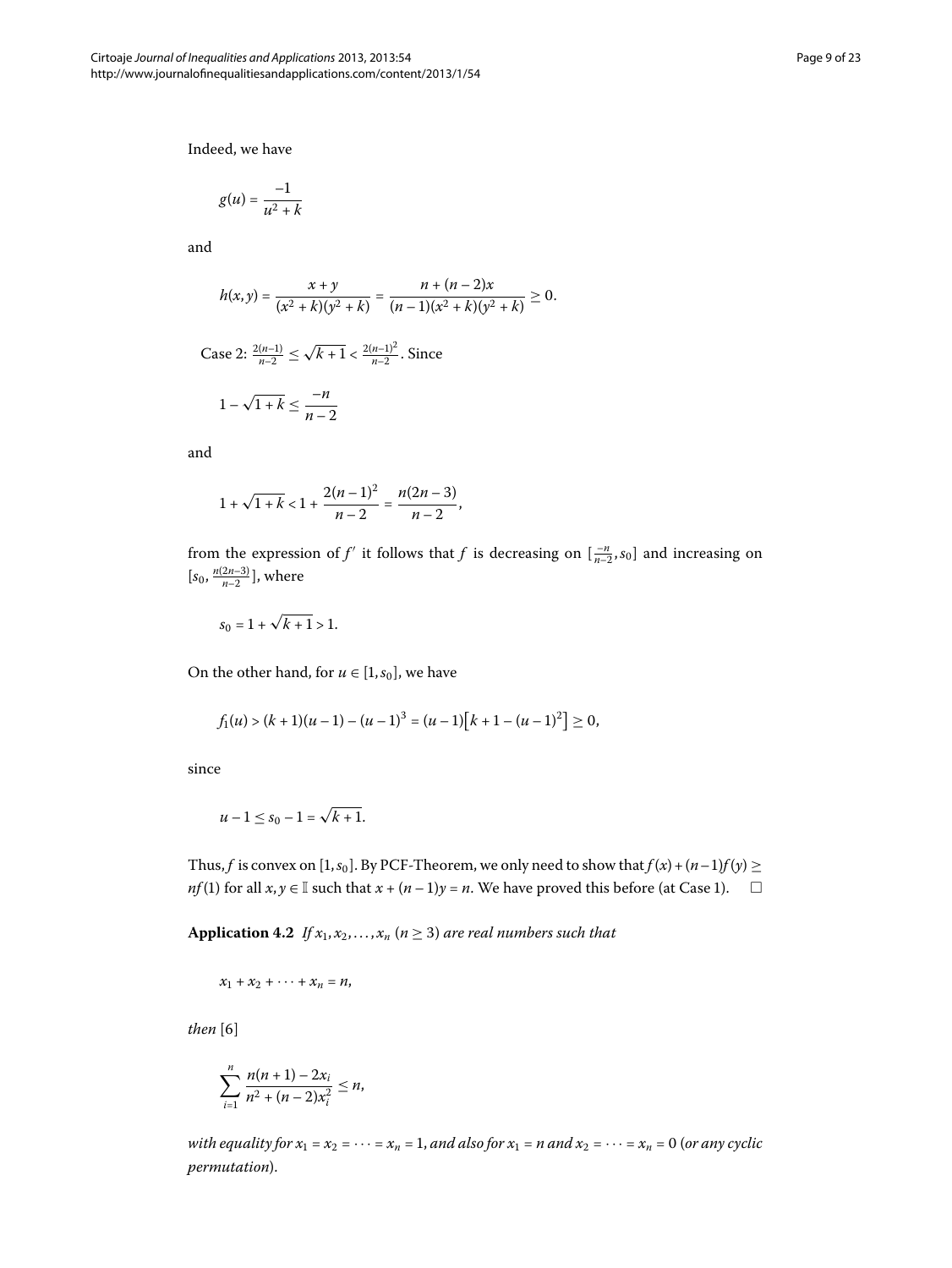Indeed, we have

$$g(u) = \frac{-1}{u^2 + k}$$

and

$$h(x, y) = \frac{x + y}{(x^2 + k)(y^2 + k)} = \frac{n + (n-2)x}{(n-1)(x^2 + k)(y^2 + k)} \geq 0.$$

Case 2: $\frac{2(n-1)}{n-2} \leq \sqrt{k+1} < \frac{2(n-1)^2}{n-2}$. Since

$$1 - \sqrt{1+k} \leq \frac{-n}{n-2}$$

and

$$1 + \sqrt{1+k} < 1 + \frac{2(n-1)^2}{n-2} = \frac{n(2n-3)}{n-2},$$

from the expression of $f'$ it follows that $f$ is decreasing on $[\frac{-n}{n-2}, s_0]$ and increasing on $[s_0, \frac{n(2n-3)}{n-2}]$, where

$$s_0 = 1 + \sqrt{k+1} > 1.$$

On the other hand, for $u \in [1, s_0]$, we have

$$f_1(u) > (k+1)(u-1) - (u-1)^3 = (u-1)\left[k + 1 - (u-1)^2\right] \geq 0,$$

since

$$u - 1 \leq s_0 - 1 = \sqrt{k+1}.$$

Thus, $f$ is convex on $[1, s_0]$. By PCF-Theorem, we only need to show that $f(x) + (n-1)f(y) \geq nf(1)$ for all $x, y \in \mathbb{I}$ such that $x + (n-1)y = n$. We have proved this before (at Case 1). $\square$

**Application 4.2** *If $x_1, x_2, \ldots, x_n$ ($n \geq 3$) are real numbers such that*

$$x_1 + x_2 + \cdots + x_n = n,$$

*then* [6]

$$\sum_{i=1}^{n} \frac{n(n+1) - 2x_i}{n^2 + (n-2)x_i^2} \leq n,$$

*with equality for $x_1 = x_2 = \cdots = x_n = 1$, and also for $x_1 = n$ and $x_2 = \cdots = x_n = 0$ (or any cyclic permutation).*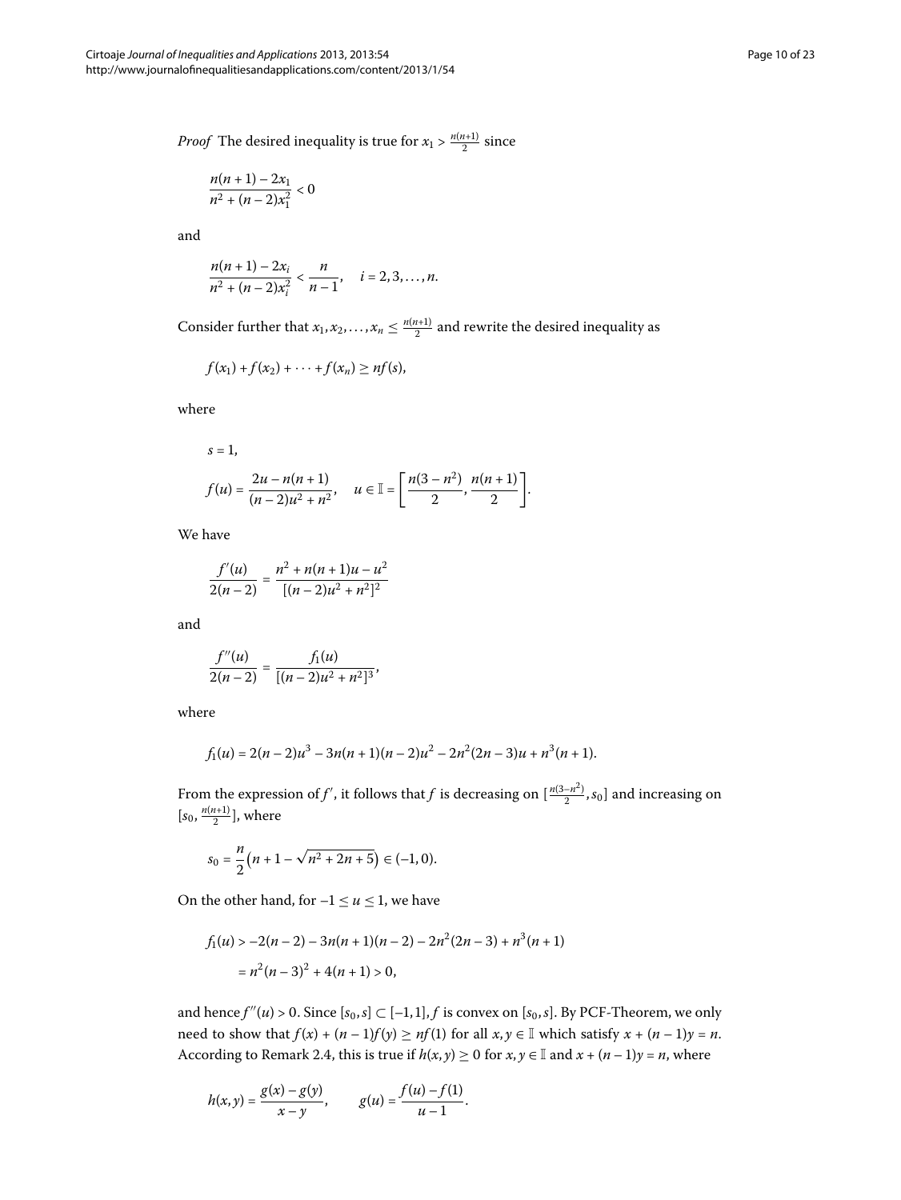*Proof* The desired inequality is true for $x_1 > \frac{n(n+1)}{2}$ since

$$\frac{n(n+1)-2x_1}{n^2+(n-2)x_1^2} < 0$$

and

$$\frac{n(n+1)-2x_i}{n^2+(n-2)x_i^2} < \frac{n}{n-1}, \quad i = 2,3,\ldots,n.$$

Consider further that $x_1, x_2, \ldots, x_n \le \frac{n(n+1)}{2}$ and rewrite the desired inequality as

$$f(x_1) + f(x_2) + \cdots + f(x_n) \ge nf(s),$$

where

$$s = 1,$$

$$f(u) = \frac{2u - n(n+1)}{(n-2)u^2 + n^2}, \quad u \in \mathbb{I} = \left[\frac{n(3-n^2)}{2}, \frac{n(n+1)}{2}\right].$$

We have

$$\frac{f'(u)}{2(n-2)} = \frac{n^2 + n(n+1)u - u^2}{[(n-2)u^2 + n^2]^2}$$

and

$$\frac{f''(u)}{2(n-2)} = \frac{f_1(u)}{[(n-2)u^2 + n^2]^3},$$

where

$$f_1(u) = 2(n-2)u^3 - 3n(n+1)(n-2)u^2 - 2n^2(2n-3)u + n^3(n+1).$$

From the expression of $f'$, it follows that $f$ is decreasing on $[\frac{n(3-n^2)}{2}, s_0]$ and increasing on $[s_0, \frac{n(n+1)}{2}]$, where

$$s_0 = \frac{n}{2}\left(n+1-\sqrt{n^2+2n+5}\right) \in (-1,0).$$

On the other hand, for $-1 \le u \le 1$, we have

$$\begin{aligned} f_1(u) &> -2(n-2) - 3n(n+1)(n-2) - 2n^2(2n-3) + n^3(n+1) \\ &= n^2(n-3)^2 + 4(n+1) > 0, \end{aligned}$$

and hence $f''(u) > 0$. Since $[s_0, s] \subset [-1,1]$, $f$ is convex on $[s_0, s]$. By PCF-Theorem, we only need to show that $f(x) + (n-1)f(y) \ge nf(1)$ for all $x, y \in \mathbb{I}$ which satisfy $x + (n-1)y = n$. According to Remark 2.4, this is true if $h(x,y) \ge 0$ for $x, y \in \mathbb{I}$ and $x + (n-1)y = n$, where

$$h(x,y) = \frac{g(x) - g(y)}{x - y}, \qquad g(u) = \frac{f(u) - f(1)}{u - 1}.$$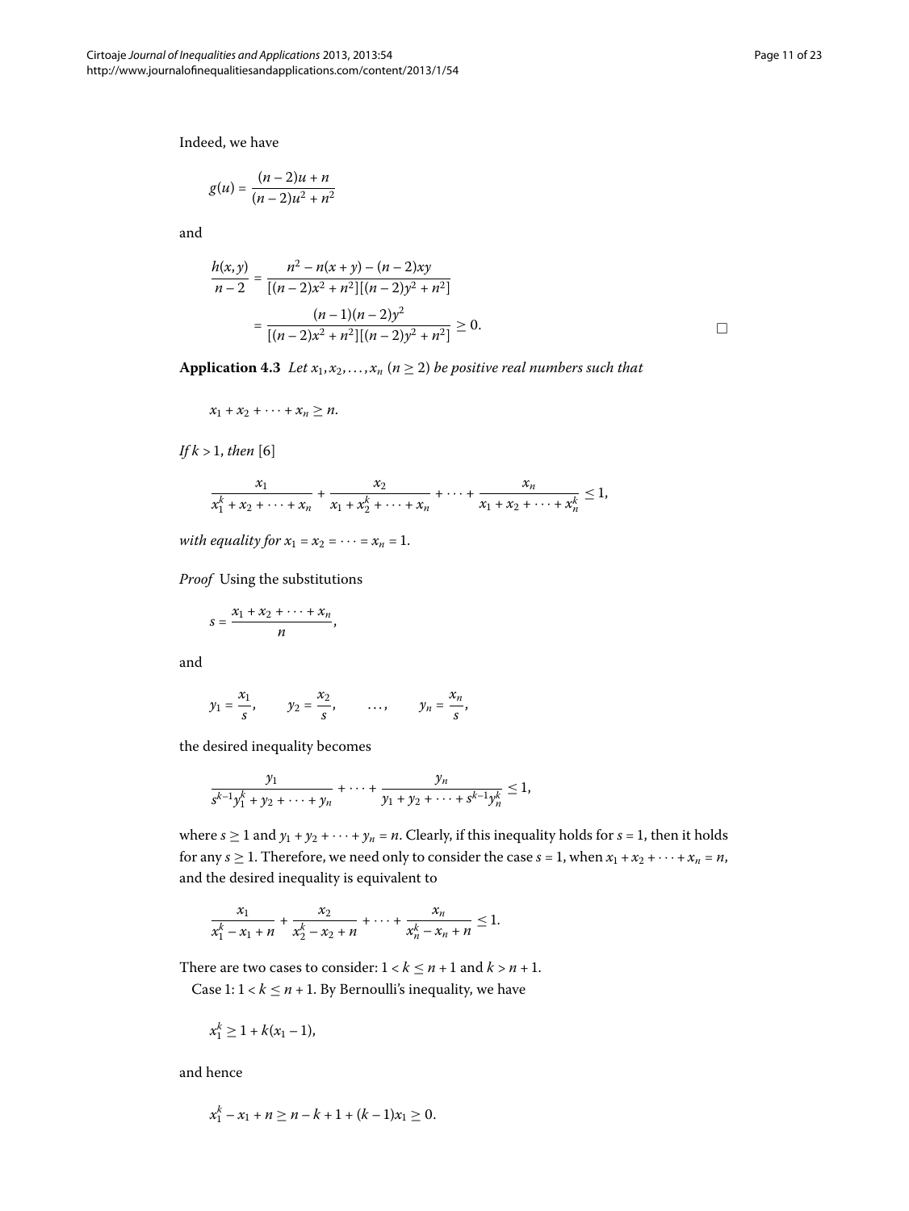Indeed, we have

$$g(u) = \frac{(n-2)u + n}{(n-2)u^2 + n^2}$$

and

$$\frac{h(x,y)}{n-2} = \frac{n^2 - n(x+y) - (n-2)xy}{[(n-2)x^2 + n^2][(n-2)y^2 + n^2]}$$

$$= \frac{(n-1)(n-2)y^2}{[(n-2)x^2 + n^2][(n-2)y^2 + n^2]} \geq 0. \qquad \square$$

**Application 4.3** *Let $x_1, x_2, \ldots, x_n$ ($n \geq 2$) be positive real numbers such that*

$$x_1 + x_2 + \cdots + x_n \geq n.$$

*If $k > 1$, then* [6]

$$\frac{x_1}{x_1^k + x_2 + \cdots + x_n} + \frac{x_2}{x_1 + x_2^k + \cdots + x_n} + \cdots + \frac{x_n}{x_1 + x_2 + \cdots + x_n^k} \leq 1,$$

*with equality for $x_1 = x_2 = \cdots = x_n = 1$.*

*Proof* Using the substitutions

$$s = \frac{x_1 + x_2 + \cdots + x_n}{n},$$

and

$$y_1 = \frac{x_1}{s}, \qquad y_2 = \frac{x_2}{s}, \qquad \ldots, \qquad y_n = \frac{x_n}{s},$$

the desired inequality becomes

$$\frac{y_1}{s^{k-1}y_1^k + y_2 + \cdots + y_n} + \cdots + \frac{y_n}{y_1 + y_2 + \cdots + s^{k-1}y_n^k} \leq 1,$$

where $s \geq 1$ and $y_1 + y_2 + \cdots + y_n = n$. Clearly, if this inequality holds for $s = 1$, then it holds for any $s \geq 1$. Therefore, we need only to consider the case $s = 1$, when $x_1 + x_2 + \cdots + x_n = n$, and the desired inequality is equivalent to

$$\frac{x_1}{x_1^k - x_1 + n} + \frac{x_2}{x_2^k - x_2 + n} + \cdots + \frac{x_n}{x_n^k - x_n + n} \leq 1.$$

There are two cases to consider: $1 < k \leq n + 1$ and $k > n + 1$.

Case 1: $1 < k \leq n + 1$. By Bernoulli's inequality, we have

$$x_1^k \geq 1 + k(x_1 - 1),$$

and hence

$$x_1^k - x_1 + n \geq n - k + 1 + (k-1)x_1 \geq 0.$$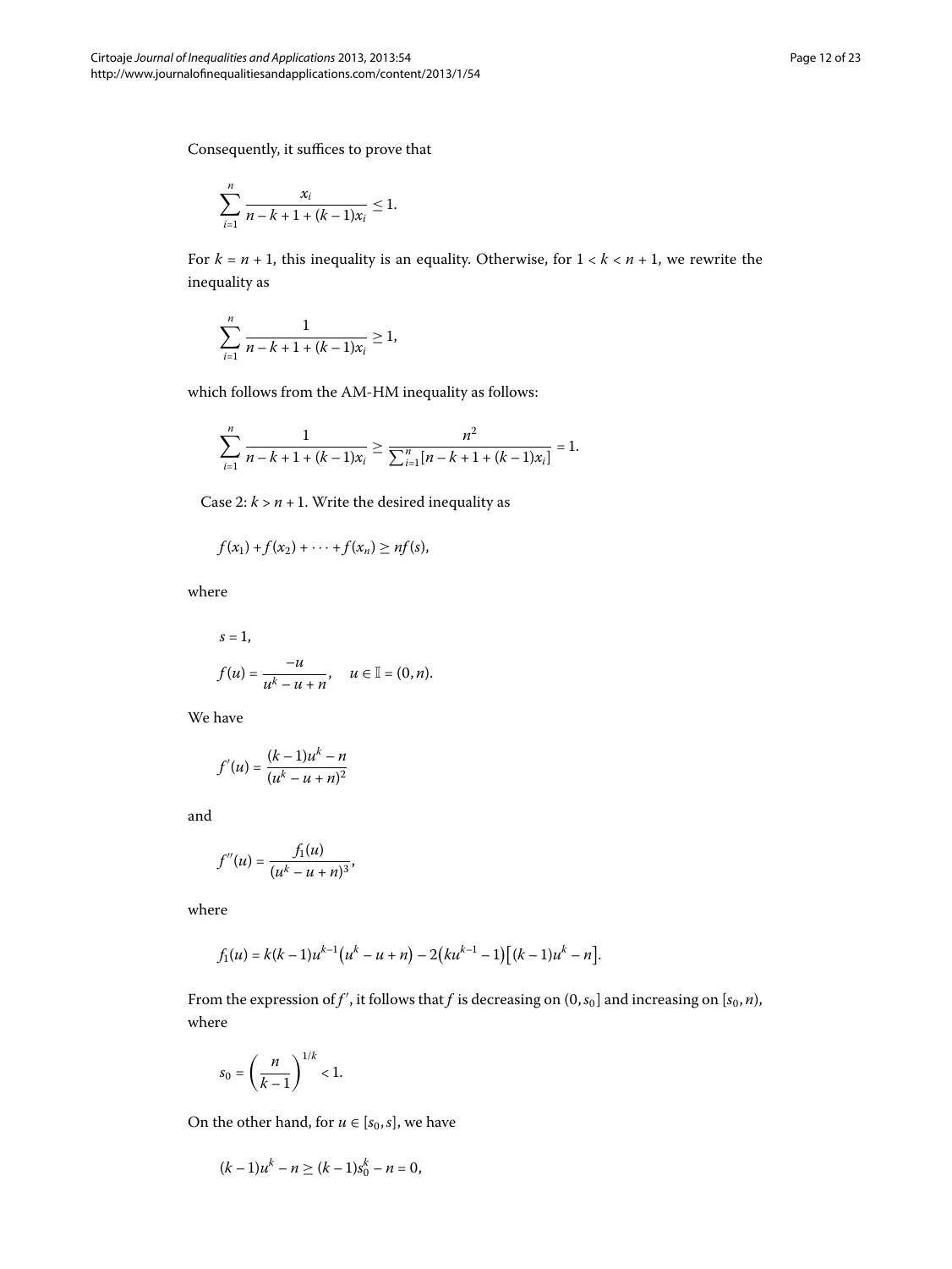Consequently, it suffices to prove that

$$\sum_{i=1}^{n} \frac{x_i}{n-k+1+(k-1)x_i} \le 1.$$

For $k = n+1$, this inequality is an equality. Otherwise, for $1 < k < n+1$, we rewrite the inequality as

$$\sum_{i=1}^{n} \frac{1}{n-k+1+(k-1)x_i} \ge 1,$$

which follows from the AM-HM inequality as follows:

$$\sum_{i=1}^{n} \frac{1}{n-k+1+(k-1)x_i} \ge \frac{n^2}{\sum_{i=1}^{n}[n-k+1+(k-1)x_i]} = 1.$$

Case 2: $k > n+1$. Write the desired inequality as

$$f(x_1) + f(x_2) + \cdots + f(x_n) \ge nf(s),$$

where

$$s = 1,$$

$$f(u) = \frac{-u}{u^k - u + n}, \quad u \in \mathbb{I} = (0, n).$$

We have

$$f'(u) = \frac{(k-1)u^k - n}{(u^k - u + n)^2}$$

and

$$f''(u) = \frac{f_1(u)}{(u^k - u + n)^3},$$

where

$$f_1(u) = k(k-1)u^{k-1}\big(u^k - u + n\big) - 2\big(ku^{k-1} - 1\big)\big[(k-1)u^k - n\big].$$

From the expression of $f'$, it follows that $f$ is decreasing on $(0, s_0]$ and increasing on $[s_0, n)$, where

$$s_0 = \left(\frac{n}{k-1}\right)^{1/k} < 1.$$

On the other hand, for $u \in [s_0, s]$, we have

$$(k-1)u^k - n \ge (k-1)s_0^k - n = 0,$$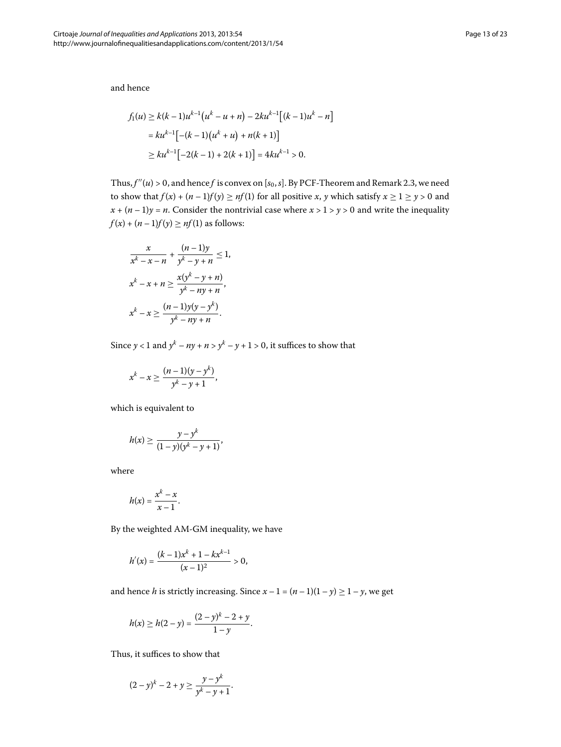and hence

$$
\begin{aligned}
f_1(u) &\geq k(k-1)u^{k-1}\left(u^k - u + n\right) - 2ku^{k-1}\left[(k-1)u^k - n\right] \\
&= ku^{k-1}\left[-(k-1)\left(u^k + u\right) + n(k+1)\right] \\
&\geq ku^{k-1}\left[-2(k-1) + 2(k+1)\right] = 4ku^{k-1} > 0.
\end{aligned}
$$

Thus, $f''(u) > 0$, and hence $f$ is convex on $[s_0, s]$. By PCF-Theorem and Remark 2.3, we need to show that $f(x) + (n-1)f(y) \geq nf(1)$ for all positive $x$, $y$ which satisfy $x \geq 1 \geq y > 0$ and $x + (n-1)y = n$. Consider the nontrivial case where $x > 1 > y > 0$ and write the inequality $f(x) + (n-1)f(y) \geq nf(1)$ as follows:

$$
\frac{x}{x^k - x - n} + \frac{(n-1)y}{y^k - y + n} \leq 1,
$$

$$
x^k - x + n \geq \frac{x(y^k - y + n)}{y^k - ny + n},
$$

$$
x^k - x \geq \frac{(n-1)y(y - y^k)}{y^k - ny + n}.
$$

Since $y < 1$ and $y^k - ny + n > y^k - y + 1 > 0$, it suffices to show that

$$
x^k - x \geq \frac{(n-1)(y - y^k)}{y^k - y + 1},
$$

which is equivalent to

$$
h(x) \geq \frac{y - y^k}{(1-y)(y^k - y + 1)},
$$

where

$$
h(x) = \frac{x^k - x}{x - 1}.
$$

By the weighted AM-GM inequality, we have

$$
h'(x) = \frac{(k-1)x^k + 1 - kx^{k-1}}{(x-1)^2} > 0,
$$

and hence $h$ is strictly increasing. Since $x - 1 = (n-1)(1-y) \geq 1 - y$, we get

$$
h(x) \geq h(2-y) = \frac{(2-y)^k - 2 + y}{1 - y}.
$$

Thus, it suffices to show that

$$
(2-y)^k - 2 + y \geq \frac{y - y^k}{y^k - y + 1}.
$$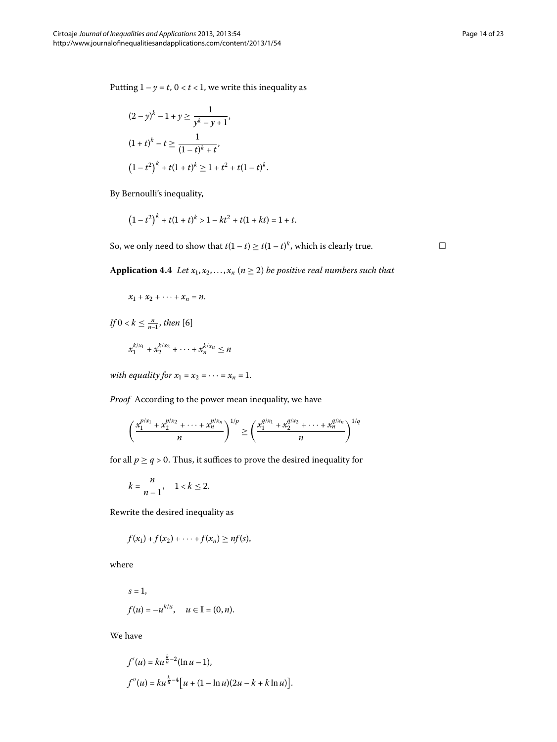Putting $1 - y = t$, $0 < t < 1$, we write this inequality as

$$(2-y)^k - 1 + y \geq \frac{1}{y^k - y + 1},$$

$$(1+t)^k - t \geq \frac{1}{(1-t)^k + t},$$

$$\left(1-t^2\right)^k + t(1+t)^k \geq 1 + t^2 + t(1-t)^k.$$

By Bernoulli's inequality,

$$\left(1-t^2\right)^k + t(1+t)^k > 1 - kt^2 + t(1+kt) = 1 + t.$$

So, we only need to show that $t(1-t) \geq t(1-t)^k$, which is clearly true. □

**Application 4.4** *Let $x_1, x_2, \ldots, x_n$ $(n \geq 2)$ be positive real numbers such that*

$$x_1 + x_2 + \cdots + x_n = n.$$

*If $0 < k \leq \frac{n}{n-1}$, then* [6]

$$x_1^{k/x_1} + x_2^{k/x_2} + \cdots + x_n^{k/x_n} \leq n$$

*with equality for $x_1 = x_2 = \cdots = x_n = 1$.*

*Proof* According to the power mean inequality, we have

$$\left(\frac{x_1^{p/x_1} + x_2^{p/x_2} + \cdots + x_n^{p/x_n}}{n}\right)^{1/p} \geq \left(\frac{x_1^{q/x_1} + x_2^{q/x_2} + \cdots + x_n^{q/x_n}}{n}\right)^{1/q}$$

for all $p \geq q > 0$. Thus, it suffices to prove the desired inequality for

$$k = \frac{n}{n-1}, \quad 1 < k \leq 2.$$

Rewrite the desired inequality as

$$f(x_1) + f(x_2) + \cdots + f(x_n) \geq nf(s),$$

where

$$s = 1,$$

$$f(u) = -u^{k/u}, \quad u \in \mathbb{I} = (0, n).$$

We have

$$f'(u) = ku^{\frac{k}{u}-2}(\ln u - 1),$$

$$f''(u) = ku^{\frac{k}{u}-4}\big[u + (1 - \ln u)(2u - k + k\ln u)\big].$$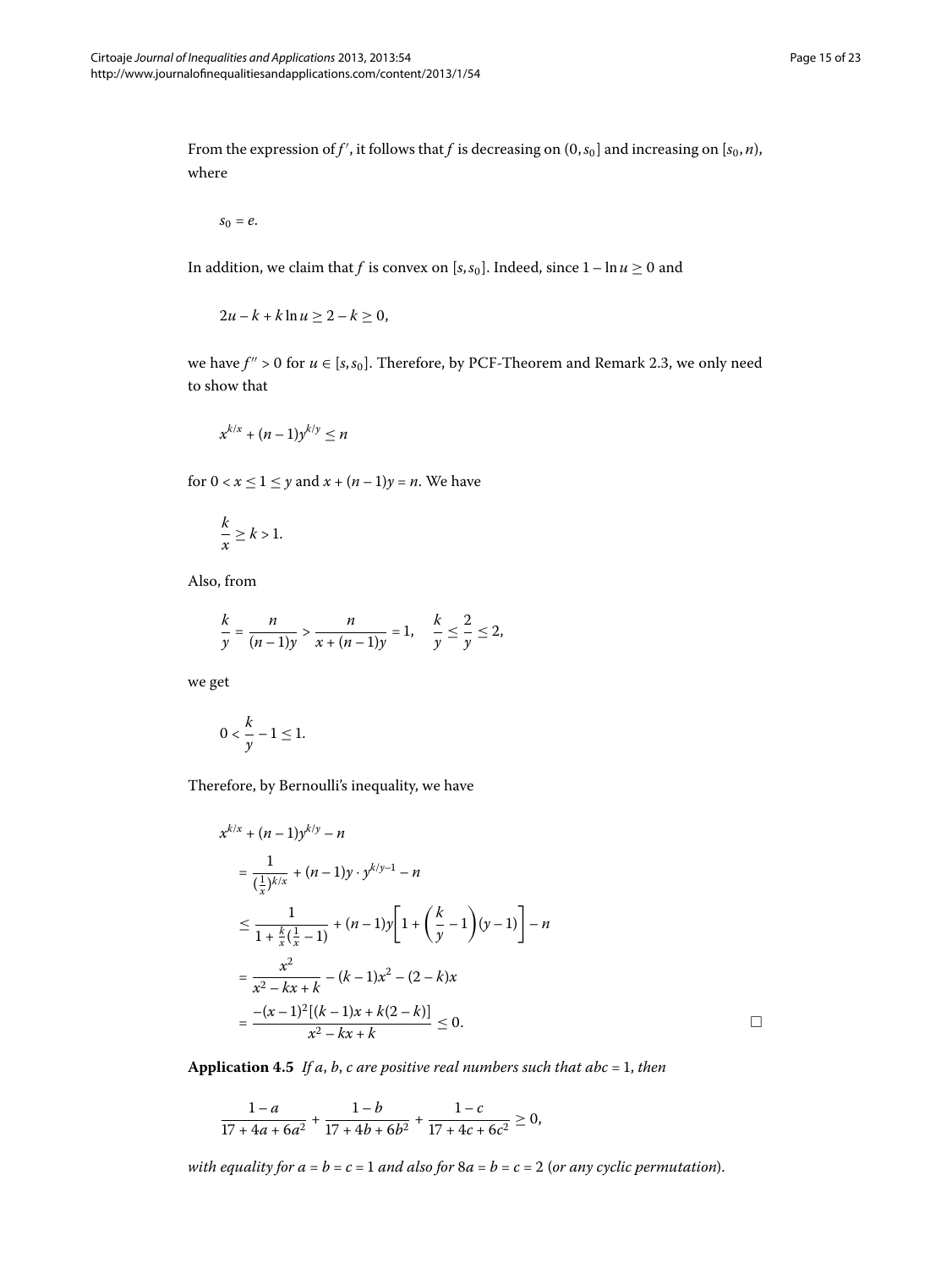From the expression of $f'$, it follows that $f$ is decreasing on $(0, s_0]$ and increasing on $[s_0, n)$, where

$$s_0 = e.$$

In addition, we claim that $f$ is convex on $[s, s_0]$. Indeed, since $1 - \ln u \geq 0$ and

$$2u - k + k \ln u \geq 2 - k \geq 0,$$

we have $f'' > 0$ for $u \in [s, s_0]$. Therefore, by PCF-Theorem and Remark 2.3, we only need to show that

$$x^{k/x} + (n-1)y^{k/y} \leq n$$

for $0 < x \leq 1 \leq y$ and $x + (n-1)y = n$. We have

$$\frac{k}{x} \geq k > 1.$$

Also, from

$$\frac{k}{y} = \frac{n}{(n-1)y} > \frac{n}{x + (n-1)y} = 1, \quad \frac{k}{y} \leq \frac{2}{y} \leq 2,$$

we get

$$0 < \frac{k}{y} - 1 \leq 1.$$

Therefore, by Bernoulli's inequality, we have

$$\begin{aligned}
&x^{k/x} + (n-1)y^{k/y} - n \\
&\quad = \frac{1}{(\frac{1}{x})^{k/x}} + (n-1)y \cdot y^{k/y-1} - n \\
&\quad \leq \frac{1}{1 + \frac{k}{x}(\frac{1}{x} - 1)} + (n-1)y\left[1 + \left(\frac{k}{y} - 1\right)(y-1)\right] - n \\
&\quad = \frac{x^2}{x^2 - kx + k} - (k-1)x^2 - (2-k)x \\
&\quad = \frac{-(x-1)^2[(k-1)x + k(2-k)]}{x^2 - kx + k} \leq 0.
\end{aligned}$$

□

**Application 4.5** *If $a$, $b$, $c$ are positive real numbers such that $abc = 1$, then*

$$\frac{1-a}{17 + 4a + 6a^2} + \frac{1-b}{17 + 4b + 6b^2} + \frac{1-c}{17 + 4c + 6c^2} \geq 0,$$

*with equality for $a = b = c = 1$ and also for $8a = b = c = 2$ (or any cyclic permutation).*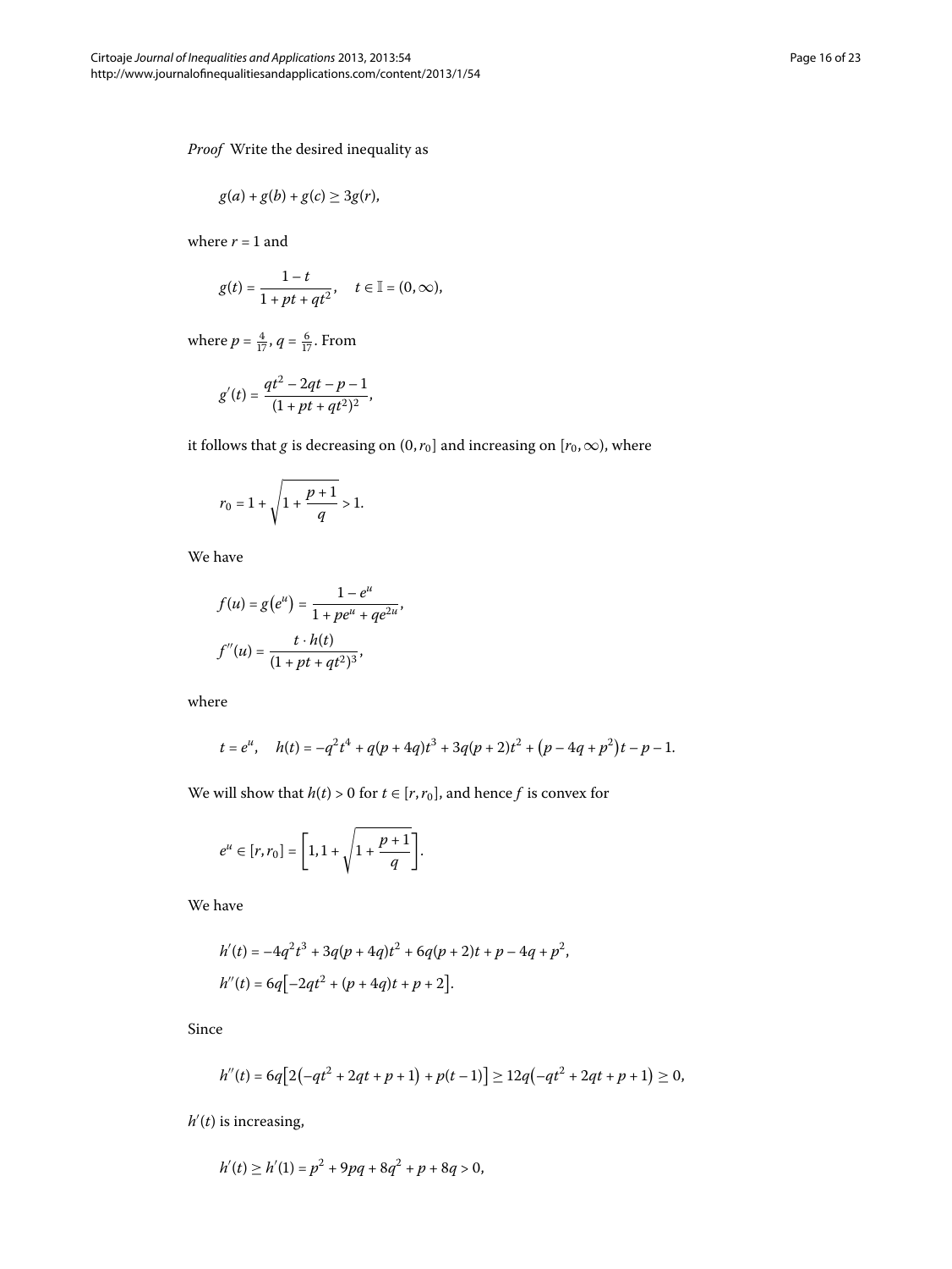*Proof* Write the desired inequality as

$$g(a) + g(b) + g(c) \geq 3g(r),$$

where $r = 1$ and

$$g(t) = \frac{1-t}{1+pt+qt^2}, \quad t \in \mathbb{I} = (0, \infty),$$

where $p = \frac{4}{17}$, $q = \frac{6}{17}$. From

$$g'(t) = \frac{qt^2 - 2qt - p - 1}{(1+pt+qt^2)^2},$$

it follows that $g$ is decreasing on $(0, r_0]$ and increasing on $[r_0, \infty)$, where

$$r_0 = 1 + \sqrt{1 + \frac{p+1}{q}} > 1.$$

We have

$$f(u) = g\left(e^u\right) = \frac{1 - e^u}{1 + pe^u + qe^{2u}},$$
$$f''(u) = \frac{t \cdot h(t)}{(1+pt+qt^2)^3},$$

where

$$t = e^u, \quad h(t) = -q^2t^4 + q(p+4q)t^3 + 3q(p+2)t^2 + \left(p - 4q + p^2\right)t - p - 1.$$

We will show that $h(t) > 0$ for $t \in [r, r_0]$, and hence $f$ is convex for

$$e^u \in [r, r_0] = \left[1, 1 + \sqrt{1 + \frac{p+1}{q}}\right].$$

We have

$$h'(t) = -4q^2t^3 + 3q(p+4q)t^2 + 6q(p+2)t + p - 4q + p^2,$$
$$h''(t) = 6q\left[-2qt^2 + (p+4q)t + p + 2\right].$$

Since

$$h''(t) = 6q\left[2\left(-qt^2 + 2qt + p + 1\right) + p(t-1)\right] \geq 12q\left(-qt^2 + 2qt + p + 1\right) \geq 0,$$

$h'(t)$ is increasing,

$$h'(t) \geq h'(1) = p^2 + 9pq + 8q^2 + p + 8q > 0,$$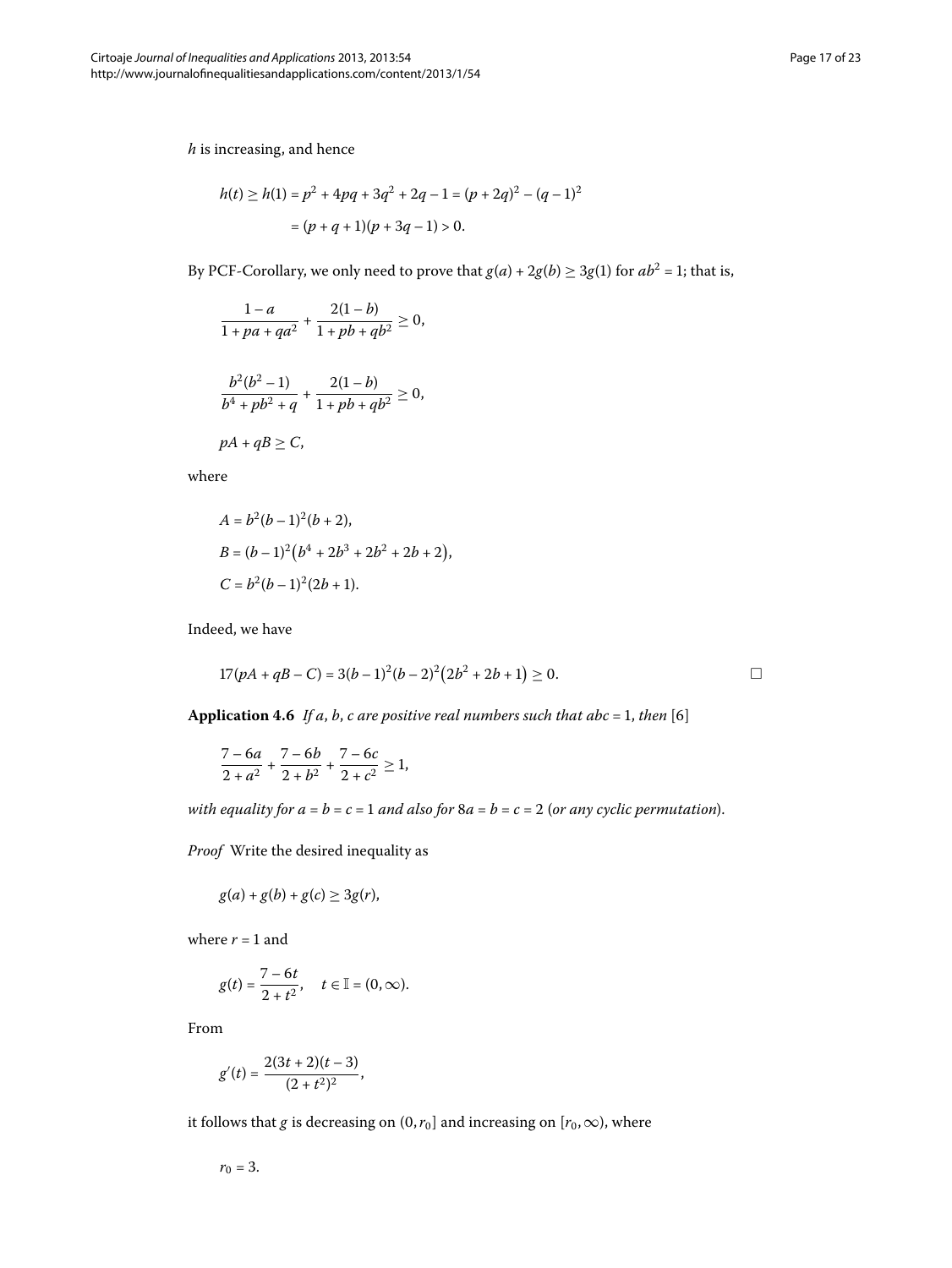$h$ is increasing, and hence

$$h(t) \geq h(1) = p^2 + 4pq + 3q^2 + 2q - 1 = (p + 2q)^2 - (q - 1)^2$$
$$= (p + q + 1)(p + 3q - 1) > 0.$$

By PCF-Corollary, we only need to prove that $g(a) + 2g(b) \geq 3g(1)$ for $ab^2 = 1$; that is,

$$\frac{1-a}{1+pa+qa^2} + \frac{2(1-b)}{1+pb+qb^2} \geq 0,$$

$$\frac{b^2(b^2-1)}{b^4+pb^2+q} + \frac{2(1-b)}{1+pb+qb^2} \geq 0,$$

$$pA + qB \geq C,$$

where

$$A = b^2(b-1)^2(b+2),$$
$$B = (b-1)^2\left(b^4 + 2b^3 + 2b^2 + 2b + 2\right),$$
$$C = b^2(b-1)^2(2b+1).$$

Indeed, we have

$$17(pA + qB - C) = 3(b-1)^2(b-2)^2\left(2b^2 + 2b + 1\right) \geq 0. \qquad \square$$

**Application 4.6** *If $a$, $b$, $c$ are positive real numbers such that $abc = 1$, then* [6]

$$\frac{7-6a}{2+a^2} + \frac{7-6b}{2+b^2} + \frac{7-6c}{2+c^2} \geq 1,$$

*with equality for $a = b = c = 1$ and also for $8a = b = c = 2$ (or any cyclic permutation).*

*Proof* Write the desired inequality as

$$g(a) + g(b) + g(c) \geq 3g(r),$$

where $r = 1$ and

$$g(t) = \frac{7-6t}{2+t^2}, \quad t \in \mathbb{I} = (0, \infty).$$

From

$$g'(t) = \frac{2(3t+2)(t-3)}{(2+t^2)^2},$$

it follows that $g$ is decreasing on $(0, r_0]$ and increasing on $[r_0, \infty)$, where

$$r_0 = 3.$$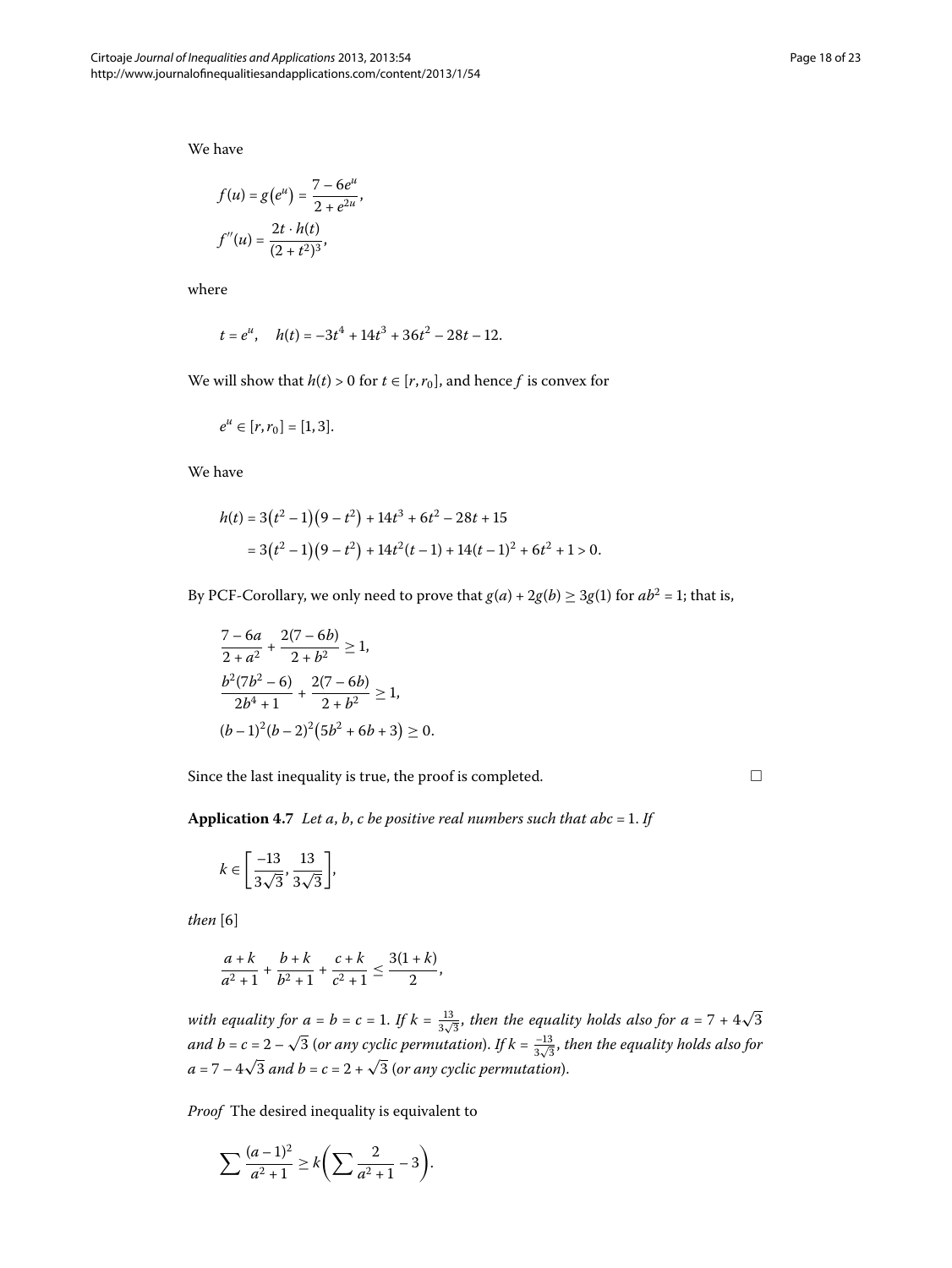We have

$$f(u) = g\left(e^u\right) = \frac{7 - 6e^u}{2 + e^{2u}},$$

$$f''(u) = \frac{2t \cdot h(t)}{(2 + t^2)^3},$$

where

$$t = e^u, \quad h(t) = -3t^4 + 14t^3 + 36t^2 - 28t - 12.$$

We will show that $h(t) > 0$ for $t \in [r, r_0]$, and hence $f$ is convex for

$$e^u \in [r, r_0] = [1, 3].$$

We have

$$\begin{aligned} h(t) &= 3\left(t^2 - 1\right)\left(9 - t^2\right) + 14t^3 + 6t^2 - 28t + 15 \\ &= 3\left(t^2 - 1\right)\left(9 - t^2\right) + 14t^2(t - 1) + 14(t - 1)^2 + 6t^2 + 1 > 0. \end{aligned}$$

By PCF-Corollary, we only need to prove that $g(a) + 2g(b) \geq 3g(1)$ for $ab^2 = 1$; that is,

$$\frac{7 - 6a}{2 + a^2} + \frac{2(7 - 6b)}{2 + b^2} \geq 1,$$

$$\frac{b^2(7b^2 - 6)}{2b^4 + 1} + \frac{2(7 - 6b)}{2 + b^2} \geq 1,$$

$$(b - 1)^2(b - 2)^2\left(5b^2 + 6b + 3\right) \geq 0.$$

Since the last inequality is true, the proof is completed. □

**Application 4.7** *Let $a$, $b$, $c$ be positive real numbers such that $abc = 1$. If*

$$k \in \left[\frac{-13}{3\sqrt{3}}, \frac{13}{3\sqrt{3}}\right],$$

*then* [6]

$$\frac{a + k}{a^2 + 1} + \frac{b + k}{b^2 + 1} + \frac{c + k}{c^2 + 1} \leq \frac{3(1 + k)}{2},$$

*with equality for $a = b = c = 1$. If $k = \frac{13}{3\sqrt{3}}$, then the equality holds also for $a = 7 + 4\sqrt{3}$ and $b = c = 2 - \sqrt{3}$ (or any cyclic permutation). If $k = \frac{-13}{3\sqrt{3}}$, then the equality holds also for $a = 7 - 4\sqrt{3}$ and $b = c = 2 + \sqrt{3}$ (or any cyclic permutation).*

*Proof* The desired inequality is equivalent to

$$\sum \frac{(a - 1)^2}{a^2 + 1} \geq k\left(\sum \frac{2}{a^2 + 1} - 3\right).$$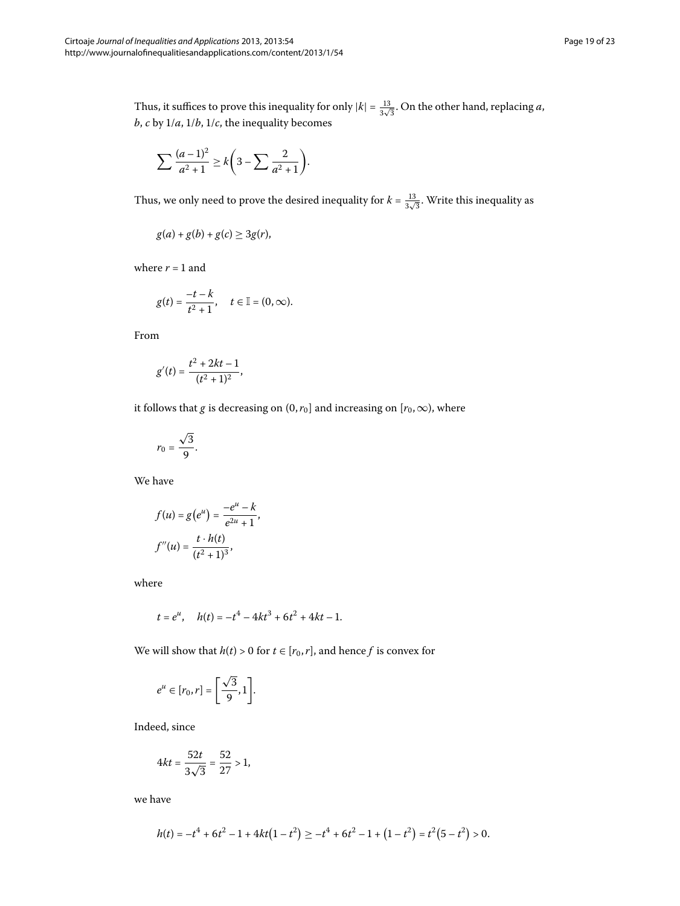Thus, it suffices to prove this inequality for only $|k| = \frac{13}{3\sqrt{3}}$. On the other hand, replacing $a$, $b$, $c$ by $1/a$, $1/b$, $1/c$, the inequality becomes

$$\sum \frac{(a-1)^2}{a^2+1} \geq k\left(3 - \sum \frac{2}{a^2+1}\right).$$

Thus, we only need to prove the desired inequality for $k = \frac{13}{3\sqrt{3}}$. Write this inequality as

$$g(a) + g(b) + g(c) \geq 3g(r),$$

where $r = 1$ and

$$g(t) = \frac{-t-k}{t^2+1}, \quad t \in \mathbb{I} = (0, \infty).$$

From

$$g'(t) = \frac{t^2 + 2kt - 1}{(t^2+1)^2},$$

it follows that $g$ is decreasing on $(0, r_0]$ and increasing on $[r_0, \infty)$, where

$$r_0 = \frac{\sqrt{3}}{9}.$$

We have

$$f(u) = g\left(e^u\right) = \frac{-e^u - k}{e^{2u}+1},$$
$$f''(u) = \frac{t \cdot h(t)}{(t^2+1)^3},$$

where

$$t = e^u, \quad h(t) = -t^4 - 4kt^3 + 6t^2 + 4kt - 1.$$

We will show that $h(t) > 0$ for $t \in [r_0, r]$, and hence $f$ is convex for

$$e^u \in [r_0, r] = \left[\frac{\sqrt{3}}{9}, 1\right].$$

Indeed, since

$$4kt = \frac{52t}{3\sqrt{3}} = \frac{52}{27} > 1,$$

we have

$$h(t) = -t^4 + 6t^2 - 1 + 4kt\left(1 - t^2\right) \geq -t^4 + 6t^2 - 1 + \left(1 - t^2\right) = t^2\left(5 - t^2\right) > 0.$$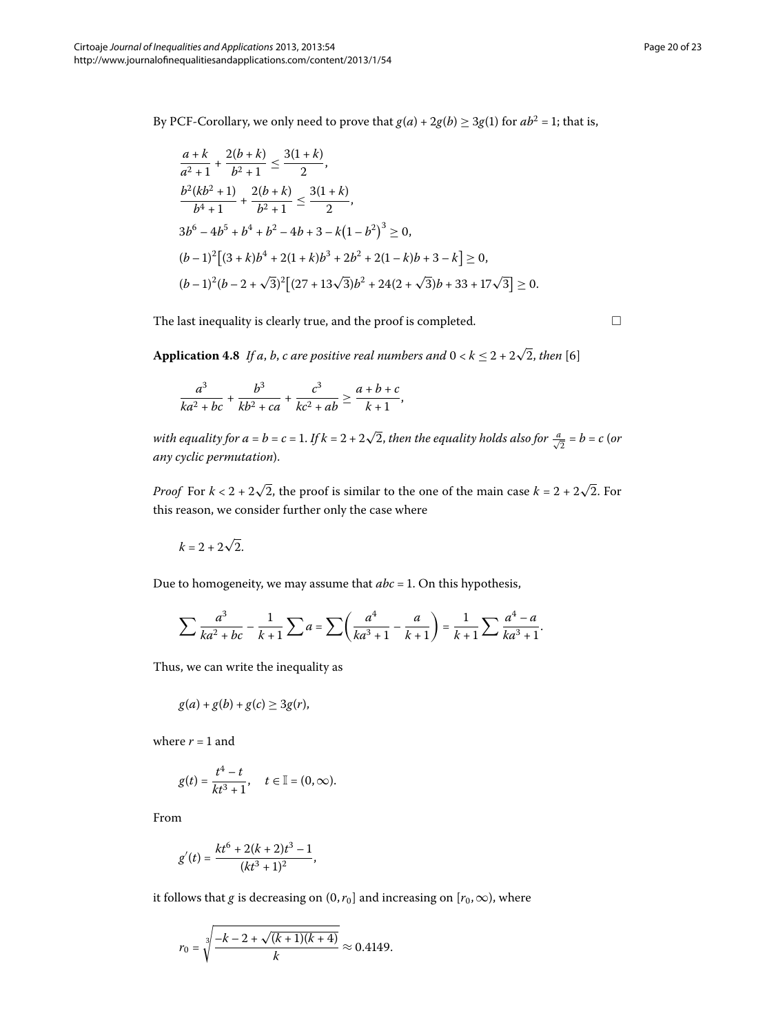By PCF-Corollary, we only need to prove that $g(a) + 2g(b) \geq 3g(1)$ for $ab^2 = 1$; that is,

$$\frac{a+k}{a^2+1} + \frac{2(b+k)}{b^2+1} \leq \frac{3(1+k)}{2},$$

$$\frac{b^2(kb^2+1)}{b^4+1} + \frac{2(b+k)}{b^2+1} \leq \frac{3(1+k)}{2},$$

$$3b^6 - 4b^5 + b^4 + b^2 - 4b + 3 - k\left(1-b^2\right)^3 \geq 0,$$

$$(b-1)^2\left[(3+k)b^4 + 2(1+k)b^3 + 2b^2 + 2(1-k)b + 3 - k\right] \geq 0,$$

$$(b-1)^2(b-2+\sqrt{3})^2\left[(27+13\sqrt{3})b^2 + 24(2+\sqrt{3})b + 33 + 17\sqrt{3}\right] \geq 0.$$

The last inequality is clearly true, and the proof is completed. □

**Application 4.8** *If $a$, $b$, $c$ are positive real numbers and $0 < k \leq 2 + 2\sqrt{2}$, then* [6]

$$\frac{a^3}{ka^2+bc} + \frac{b^3}{kb^2+ca} + \frac{c^3}{kc^2+ab} \geq \frac{a+b+c}{k+1},$$

*with equality for $a = b = c = 1$. If $k = 2 + 2\sqrt{2}$, then the equality holds also for $\frac{a}{\sqrt{2}} = b = c$ (or any cyclic permutation).*

*Proof* For $k < 2 + 2\sqrt{2}$, the proof is similar to the one of the main case $k = 2 + 2\sqrt{2}$. For this reason, we consider further only the case where

$$k = 2 + 2\sqrt{2}.$$

Due to homogeneity, we may assume that $abc = 1$. On this hypothesis,

$$\sum \frac{a^3}{ka^2+bc} - \frac{1}{k+1}\sum a = \sum\left(\frac{a^4}{ka^3+1} - \frac{a}{k+1}\right) = \frac{1}{k+1}\sum \frac{a^4-a}{ka^3+1}.$$

Thus, we can write the inequality as

$$g(a) + g(b) + g(c) \geq 3g(r),$$

where $r = 1$ and

$$g(t) = \frac{t^4-t}{kt^3+1}, \quad t \in \mathbb{I} = (0,\infty).$$

From

$$g'(t) = \frac{kt^6 + 2(k+2)t^3 - 1}{(kt^3+1)^2},$$

it follows that $g$ is decreasing on $(0, r_0]$ and increasing on $[r_0, \infty)$, where

$$r_0 = \sqrt[3]{\frac{-k-2+\sqrt{(k+1)(k+4)}}{k}} \approx 0.4149.$$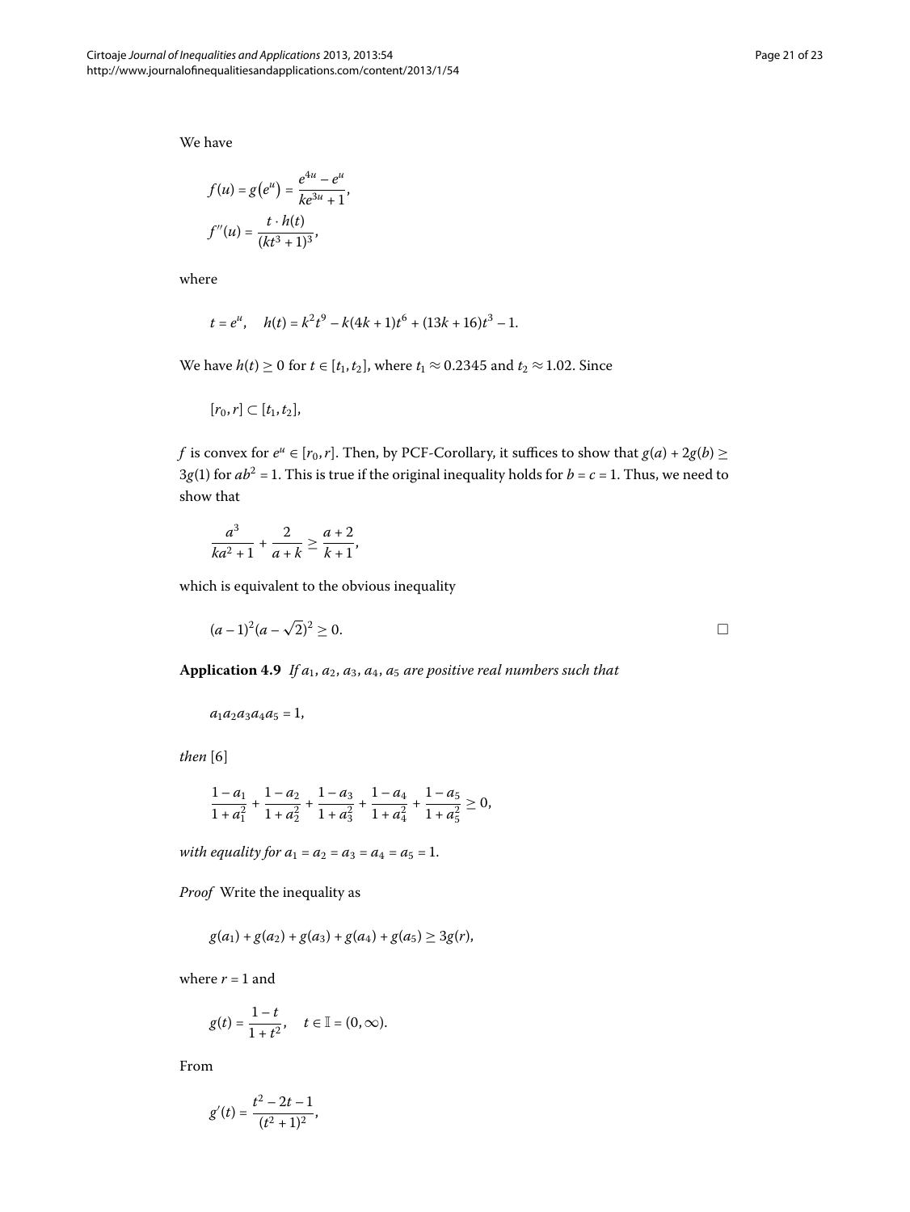We have

$$f(u) = g(e^u) = \frac{e^{4u} - e^u}{ke^{3u} + 1},$$

$$f''(u) = \frac{t \cdot h(t)}{(kt^3 + 1)^3},$$

where

$$t = e^u, \quad h(t) = k^2t^9 - k(4k + 1)t^6 + (13k + 16)t^3 - 1.$$

We have $h(t) \geq 0$ for $t \in [t_1, t_2]$, where $t_1 \approx 0.2345$ and $t_2 \approx 1.02$. Since

$$[r_0, r] \subset [t_1, t_2],$$

$f$ is convex for $e^u \in [r_0, r]$. Then, by PCF-Corollary, it suffices to show that $g(a) + 2g(b) \geq 3g(1)$ for $ab^2 = 1$. This is true if the original inequality holds for $b = c = 1$. Thus, we need to show that

$$\frac{a^3}{ka^2 + 1} + \frac{2}{a + k} \geq \frac{a + 2}{k + 1},$$

which is equivalent to the obvious inequality

$$(a - 1)^2(a - \sqrt{2})^2 \geq 0. \qquad \square$$

**Application 4.9** *If $a_1, a_2, a_3, a_4, a_5$ are positive real numbers such that*

$$a_1a_2a_3a_4a_5 = 1,$$

*then* [6]

$$\frac{1 - a_1}{1 + a_1^2} + \frac{1 - a_2}{1 + a_2^2} + \frac{1 - a_3}{1 + a_3^2} + \frac{1 - a_4}{1 + a_4^2} + \frac{1 - a_5}{1 + a_5^2} \geq 0,$$

*with equality for $a_1 = a_2 = a_3 = a_4 = a_5 = 1$.*

*Proof* Write the inequality as

$$g(a_1) + g(a_2) + g(a_3) + g(a_4) + g(a_5) \geq 3g(r),$$

where $r = 1$ and

$$g(t) = \frac{1 - t}{1 + t^2}, \quad t \in \mathbb{I} = (0, \infty).$$

From

$$g'(t) = \frac{t^2 - 2t - 1}{(t^2 + 1)^2},$$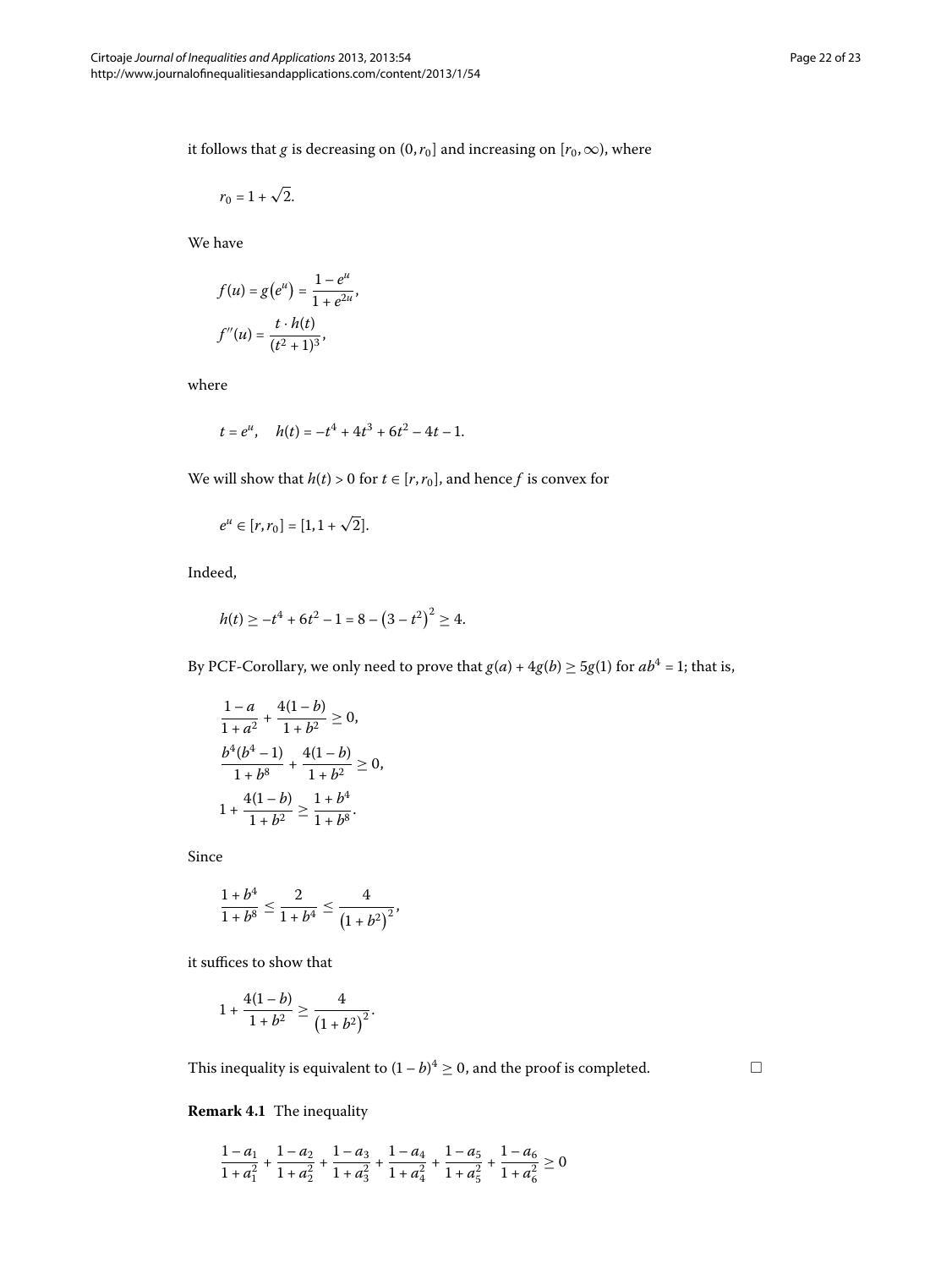it follows that $g$ is decreasing on $(0, r_0]$ and increasing on $[r_0, \infty)$, where

$$r_0 = 1 + \sqrt{2}.$$

We have

$$f(u) = g\left(e^u\right) = \frac{1 - e^u}{1 + e^{2u}},$$

$$f''(u) = \frac{t \cdot h(t)}{(t^2 + 1)^3},$$

where

$$t = e^u, \quad h(t) = -t^4 + 4t^3 + 6t^2 - 4t - 1.$$

We will show that $h(t) > 0$ for $t \in [r, r_0]$, and hence $f$ is convex for

$$e^u \in [r, r_0] = [1, 1 + \sqrt{2}].$$

Indeed,

$$h(t) \geq -t^4 + 6t^2 - 1 = 8 - \left(3 - t^2\right)^2 \geq 4.$$

By PCF-Corollary, we only need to prove that $g(a) + 4g(b) \geq 5g(1)$ for $ab^4 = 1$; that is,

$$\frac{1 - a}{1 + a^2} + \frac{4(1 - b)}{1 + b^2} \geq 0,$$

$$\frac{b^4(b^4 - 1)}{1 + b^8} + \frac{4(1 - b)}{1 + b^2} \geq 0,$$

$$1 + \frac{4(1 - b)}{1 + b^2} \geq \frac{1 + b^4}{1 + b^8}.$$

Since

$$\frac{1 + b^4}{1 + b^8} \leq \frac{2}{1 + b^4} \leq \frac{4}{\left(1 + b^2\right)^2},$$

it suffices to show that

$$1 + \frac{4(1 - b)}{1 + b^2} \geq \frac{4}{\left(1 + b^2\right)^2}.$$

This inequality is equivalent to $(1 - b)^4 \geq 0$, and the proof is completed. □

**Remark 4.1** The inequality

$$\frac{1 - a_1}{1 + a_1^2} + \frac{1 - a_2}{1 + a_2^2} + \frac{1 - a_3}{1 + a_3^2} + \frac{1 - a_4}{1 + a_4^2} + \frac{1 - a_5}{1 + a_5^2} + \frac{1 - a_6}{1 + a_6^2} \geq 0$$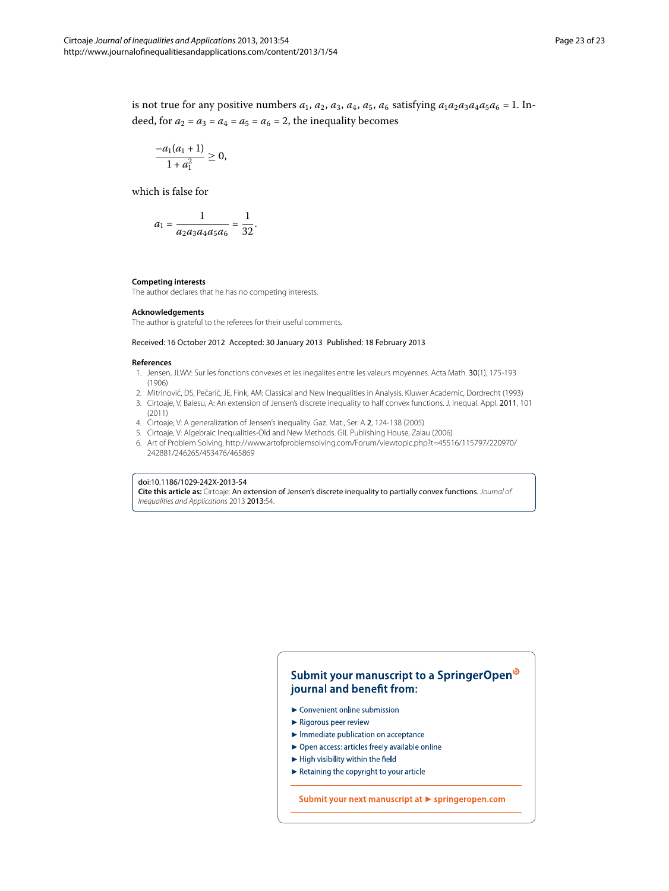is not true for any positive numbers $a_1, a_2, a_3, a_4, a_5, a_6$ satisfying $a_1a_2a_3a_4a_5a_6 = 1$. Indeed, for $a_2 = a_3 = a_4 = a_5 = a_6 = 2$, the inequality becomes

$$\frac{-a_1(a_1+1)}{1+a_1^2} \geq 0,$$

which is false for

$$a_1 = \frac{1}{a_2a_3a_4a_5a_6} = \frac{1}{32}.$$

**Competing interests**

The author declares that he has no competing interests.

**Acknowledgements**

The author is grateful to the referees for their useful comments.

Received: 16 October 2012 Accepted: 30 January 2013 Published: 18 February 2013

**References**

1. Jensen, JLWV: Sur les fonctions convexes et les inegalites entre les valeurs moyennes. Acta Math. **30**(1), 175-193 (1906)
2. Mitrinović, DS, Pečarić, JE, Fink, AM: Classical and New Inequalities in Analysis. Kluwer Academic, Dordrecht (1993)
3. Cirtoaje, V, Baiesu, A: An extension of Jensen's discrete inequality to half convex functions. J. Inequal. Appl. **2011**, 101 (2011)
4. Cirtoaje, V: A generalization of Jensen's inequality. Gaz. Mat., Ser. A **2**, 124-138 (2005)
5. Cirtoaje, V: Algebraic Inequalities-Old and New Methods. GIL Publishing House, Zalau (2006)
6. Art of Problem Solving. http://www.artofproblemsolving.com/Forum/viewtopic.php?t=45516/115797/220970/242881/246265/453476/465869

doi:10.1186/1029-242X-2013-54

**Cite this article as:** Cirtoaje: An extension of Jensen's discrete inequality to partially convex functions. *Journal of Inequalities and Applications* 2013 **2013**:54.

**Submit your manuscript to a SpringerOpen journal and benefit from:**

- ► Convenient online submission
- ► Rigorous peer review
- ► Immediate publication on acceptance
- ► Open access: articles freely available online
- ► High visibility within the field
- ► Retaining the copyright to your article

**Submit your next manuscript at ► springeropen.com**